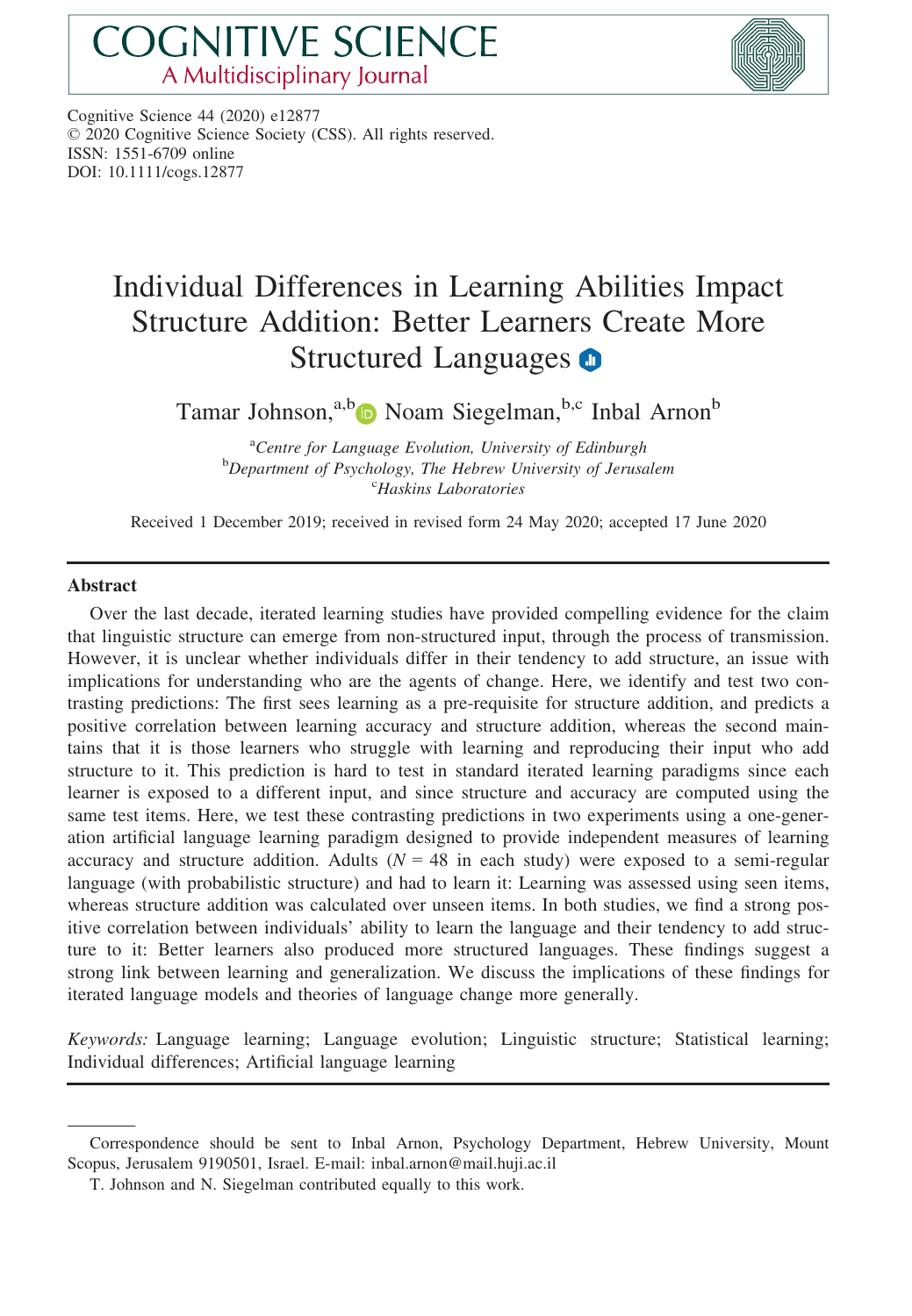# COGNITIVE SCIENCE
## A Multidisciplinary Journal

Cognitive Science 44 (2020) e12877
© 2020 Cognitive Science Society (CSS). All rights reserved.
ISSN: 1551-6709 online
DOI: 10.1111/cogs.12877

# Individual Differences in Learning Abilities Impact Structure Addition: Better Learners Create More Structured Languages

Tamar Johnson,[a,b] Noam Siegelman,[b,c] Inbal Arnon[b]

[a]*Centre for Language Evolution, University of Edinburgh*
[b]*Department of Psychology, The Hebrew University of Jerusalem*
[c]*Haskins Laboratories*

Received 1 December 2019; received in revised form 24 May 2020; accepted 17 June 2020

## Abstract

Over the last decade, iterated learning studies have provided compelling evidence for the claim that linguistic structure can emerge from non-structured input, through the process of transmission. However, it is unclear whether individuals differ in their tendency to add structure, an issue with implications for understanding who are the agents of change. Here, we identify and test two contrasting predictions: The first sees learning as a pre-requisite for structure addition, and predicts a positive correlation between learning accuracy and structure addition, whereas the second maintains that it is those learners who struggle with learning and reproducing their input who add structure to it. This prediction is hard to test in standard iterated learning paradigms since each learner is exposed to a different input, and since structure and accuracy are computed using the same test items. Here, we test these contrasting predictions in two experiments using a one-generation artificial language learning paradigm designed to provide independent measures of learning accuracy and structure addition. Adults ($N$ = 48 in each study) were exposed to a semi-regular language (with probabilistic structure) and had to learn it: Learning was assessed using seen items, whereas structure addition was calculated over unseen items. In both studies, we find a strong positive correlation between individuals' ability to learn the language and their tendency to add structure to it: Better learners also produced more structured languages. These findings suggest a strong link between learning and generalization. We discuss the implications of these findings for iterated language models and theories of language change more generally.

*Keywords:* Language learning; Language evolution; Linguistic structure; Statistical learning; Individual differences; Artificial language learning

---

Correspondence should be sent to Inbal Arnon, Psychology Department, Hebrew University, Mount Scopus, Jerusalem 9190501, Israel. E-mail: inbal.arnon@mail.huji.ac.il

T. Johnson and N. Siegelman contributed equally to this work.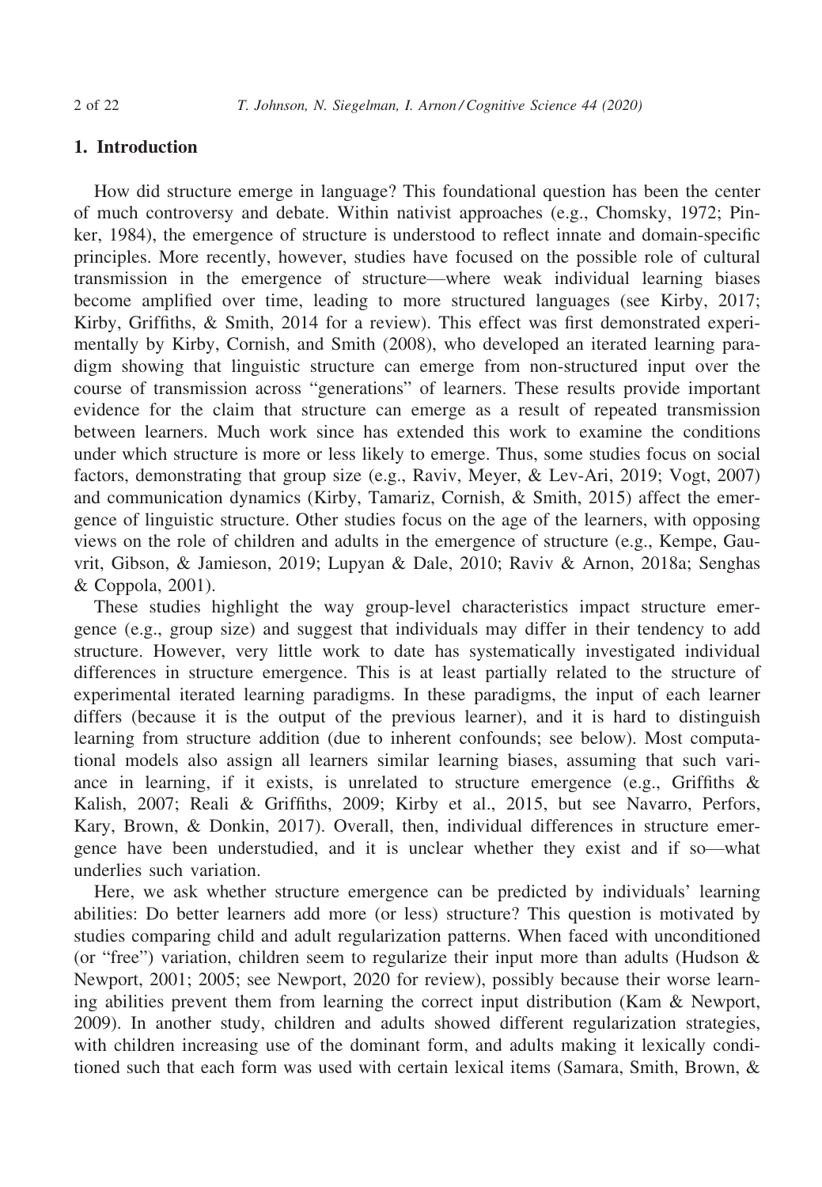## 1. Introduction

How did structure emerge in language? This foundational question has been the center of much controversy and debate. Within nativist approaches (e.g., Chomsky, 1972; Pinker, 1984), the emergence of structure is understood to reflect innate and domain-specific principles. More recently, however, studies have focused on the possible role of cultural transmission in the emergence of structure—where weak individual learning biases become amplified over time, leading to more structured languages (see Kirby, 2017; Kirby, Griffiths, & Smith, 2014 for a review). This effect was first demonstrated experimentally by Kirby, Cornish, and Smith (2008), who developed an iterated learning paradigm showing that linguistic structure can emerge from non-structured input over the course of transmission across "generations" of learners. These results provide important evidence for the claim that structure can emerge as a result of repeated transmission between learners. Much work since has extended this work to examine the conditions under which structure is more or less likely to emerge. Thus, some studies focus on social factors, demonstrating that group size (e.g., Raviv, Meyer, & Lev-Ari, 2019; Vogt, 2007) and communication dynamics (Kirby, Tamariz, Cornish, & Smith, 2015) affect the emergence of linguistic structure. Other studies focus on the age of the learners, with opposing views on the role of children and adults in the emergence of structure (e.g., Kempe, Gauvrit, Gibson, & Jamieson, 2019; Lupyan & Dale, 2010; Raviv & Arnon, 2018a; Senghas & Coppola, 2001).

These studies highlight the way group-level characteristics impact structure emergence (e.g., group size) and suggest that individuals may differ in their tendency to add structure. However, very little work to date has systematically investigated individual differences in structure emergence. This is at least partially related to the structure of experimental iterated learning paradigms. In these paradigms, the input of each learner differs (because it is the output of the previous learner), and it is hard to distinguish learning from structure addition (due to inherent confounds; see below). Most computational models also assign all learners similar learning biases, assuming that such variance in learning, if it exists, is unrelated to structure emergence (e.g., Griffiths & Kalish, 2007; Reali & Griffiths, 2009; Kirby et al., 2015, but see Navarro, Perfors, Kary, Brown, & Donkin, 2017). Overall, then, individual differences in structure emergence have been understudied, and it is unclear whether they exist and if so—what underlies such variation.

Here, we ask whether structure emergence can be predicted by individuals' learning abilities: Do better learners add more (or less) structure? This question is motivated by studies comparing child and adult regularization patterns. When faced with unconditioned (or "free") variation, children seem to regularize their input more than adults (Hudson & Newport, 2001; 2005; see Newport, 2020 for review), possibly because their worse learning abilities prevent them from learning the correct input distribution (Kam & Newport, 2009). In another study, children and adults showed different regularization strategies, with children increasing use of the dominant form, and adults making it lexically conditioned such that each form was used with certain lexical items (Samara, Smith, Brown, &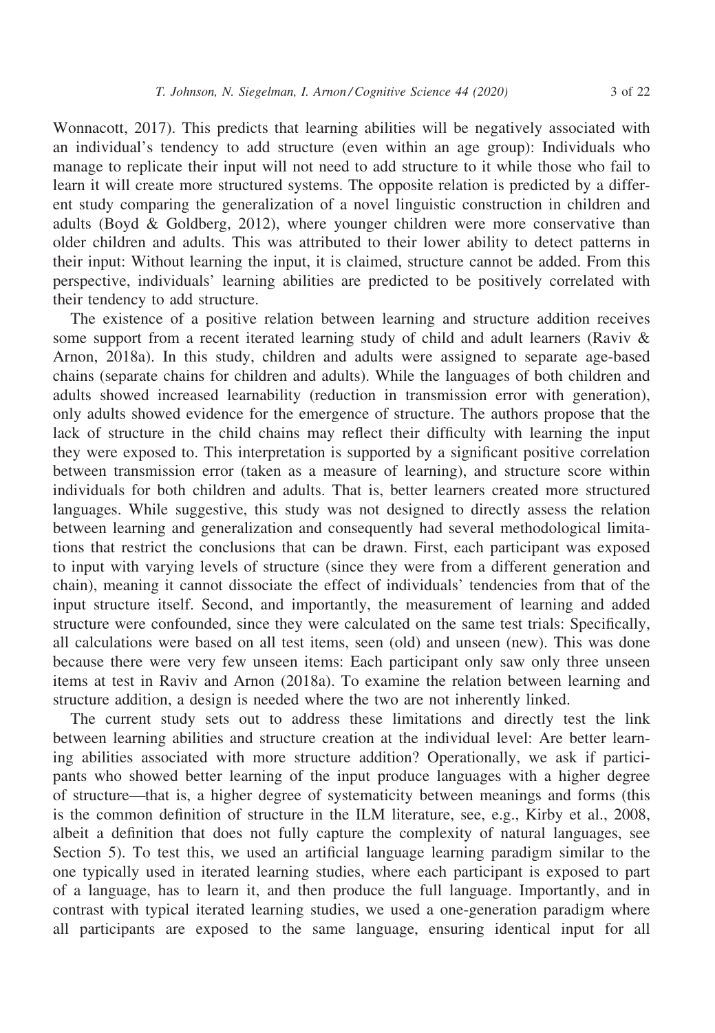Wonnacott, 2017). This predicts that learning abilities will be negatively associated with an individual's tendency to add structure (even within an age group): Individuals who manage to replicate their input will not need to add structure to it while those who fail to learn it will create more structured systems. The opposite relation is predicted by a different study comparing the generalization of a novel linguistic construction in children and adults (Boyd & Goldberg, 2012), where younger children were more conservative than older children and adults. This was attributed to their lower ability to detect patterns in their input: Without learning the input, it is claimed, structure cannot be added. From this perspective, individuals' learning abilities are predicted to be positively correlated with their tendency to add structure.

The existence of a positive relation between learning and structure addition receives some support from a recent iterated learning study of child and adult learners (Raviv & Arnon, 2018a). In this study, children and adults were assigned to separate age-based chains (separate chains for children and adults). While the languages of both children and adults showed increased learnability (reduction in transmission error with generation), only adults showed evidence for the emergence of structure. The authors propose that the lack of structure in the child chains may reflect their difficulty with learning the input they were exposed to. This interpretation is supported by a significant positive correlation between transmission error (taken as a measure of learning), and structure score within individuals for both children and adults. That is, better learners created more structured languages. While suggestive, this study was not designed to directly assess the relation between learning and generalization and consequently had several methodological limitations that restrict the conclusions that can be drawn. First, each participant was exposed to input with varying levels of structure (since they were from a different generation and chain), meaning it cannot dissociate the effect of individuals' tendencies from that of the input structure itself. Second, and importantly, the measurement of learning and added structure were confounded, since they were calculated on the same test trials: Specifically, all calculations were based on all test items, seen (old) and unseen (new). This was done because there were very few unseen items: Each participant only saw only three unseen items at test in Raviv and Arnon (2018a). To examine the relation between learning and structure addition, a design is needed where the two are not inherently linked.

The current study sets out to address these limitations and directly test the link between learning abilities and structure creation at the individual level: Are better learning abilities associated with more structure addition? Operationally, we ask if participants who showed better learning of the input produce languages with a higher degree of structure—that is, a higher degree of systematicity between meanings and forms (this is the common definition of structure in the ILM literature, see, e.g., Kirby et al., 2008, albeit a definition that does not fully capture the complexity of natural languages, see Section 5). To test this, we used an artificial language learning paradigm similar to the one typically used in iterated learning studies, where each participant is exposed to part of a language, has to learn it, and then produce the full language. Importantly, and in contrast with typical iterated learning studies, we used a one-generation paradigm where all participants are exposed to the same language, ensuring identical input for all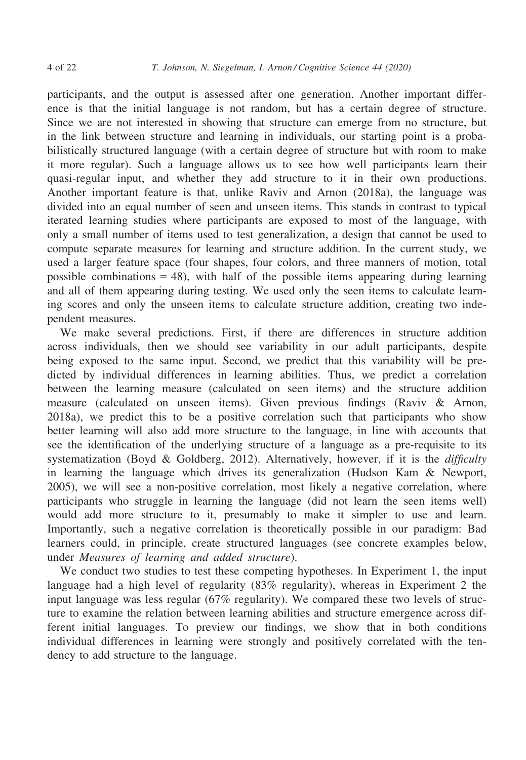participants, and the output is assessed after one generation. Another important difference is that the initial language is not random, but has a certain degree of structure. Since we are not interested in showing that structure can emerge from no structure, but in the link between structure and learning in individuals, our starting point is a probabilistically structured language (with a certain degree of structure but with room to make it more regular). Such a language allows us to see how well participants learn their quasi-regular input, and whether they add structure to it in their own productions. Another important feature is that, unlike Raviv and Arnon (2018a), the language was divided into an equal number of seen and unseen items. This stands in contrast to typical iterated learning studies where participants are exposed to most of the language, with only a small number of items used to test generalization, a design that cannot be used to compute separate measures for learning and structure addition. In the current study, we used a larger feature space (four shapes, four colors, and three manners of motion, total possible combinations = 48), with half of the possible items appearing during learning and all of them appearing during testing. We used only the seen items to calculate learning scores and only the unseen items to calculate structure addition, creating two independent measures.

We make several predictions. First, if there are differences in structure addition across individuals, then we should see variability in our adult participants, despite being exposed to the same input. Second, we predict that this variability will be predicted by individual differences in learning abilities. Thus, we predict a correlation between the learning measure (calculated on seen items) and the structure addition measure (calculated on unseen items). Given previous findings (Raviv & Arnon, 2018a), we predict this to be a positive correlation such that participants who show better learning will also add more structure to the language, in line with accounts that see the identification of the underlying structure of a language as a pre-requisite to its systematization (Boyd & Goldberg, 2012). Alternatively, however, if it is the *difficulty* in learning the language which drives its generalization (Hudson Kam & Newport, 2005), we will see a non-positive correlation, most likely a negative correlation, where participants who struggle in learning the language (did not learn the seen items well) would add more structure to it, presumably to make it simpler to use and learn. Importantly, such a negative correlation is theoretically possible in our paradigm: Bad learners could, in principle, create structured languages (see concrete examples below, under *Measures of learning and added structure*).

We conduct two studies to test these competing hypotheses. In Experiment 1, the input language had a high level of regularity (83% regularity), whereas in Experiment 2 the input language was less regular (67% regularity). We compared these two levels of structure to examine the relation between learning abilities and structure emergence across different initial languages. To preview our findings, we show that in both conditions individual differences in learning were strongly and positively correlated with the tendency to add structure to the language.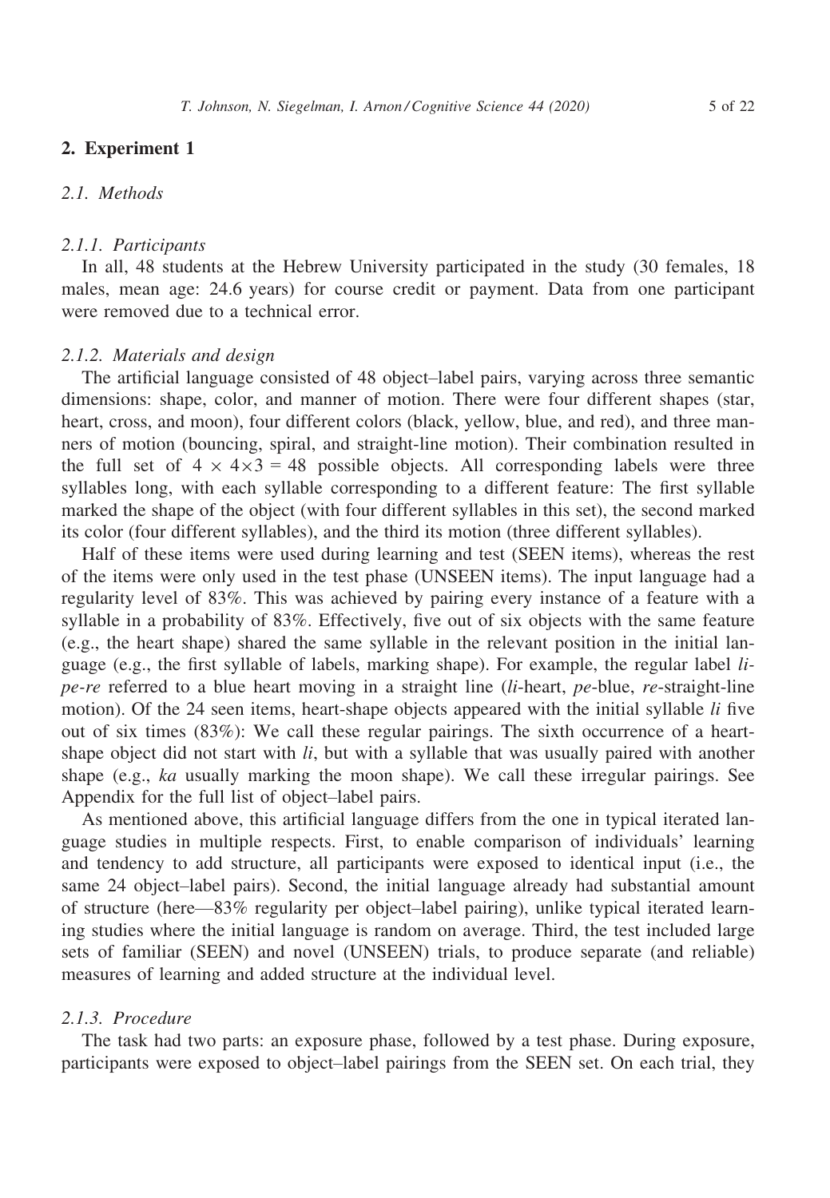## 2. Experiment 1

### 2.1. Methods

#### 2.1.1. Participants

In all, 48 students at the Hebrew University participated in the study (30 females, 18 males, mean age: 24.6 years) for course credit or payment. Data from one participant were removed due to a technical error.

#### 2.1.2. Materials and design

The artificial language consisted of 48 object–label pairs, varying across three semantic dimensions: shape, color, and manner of motion. There were four different shapes (star, heart, cross, and moon), four different colors (black, yellow, blue, and red), and three manners of motion (bouncing, spiral, and straight-line motion). Their combination resulted in the full set of $4 \times 4 \times 3 = 48$ possible objects. All corresponding labels were three syllables long, with each syllable corresponding to a different feature: The first syllable marked the shape of the object (with four different syllables in this set), the second marked its color (four different syllables), and the third its motion (three different syllables).

Half of these items were used during learning and test (SEEN items), whereas the rest of the items were only used in the test phase (UNSEEN items). The input language had a regularity level of 83%. This was achieved by pairing every instance of a feature with a syllable in a probability of 83%. Effectively, five out of six objects with the same feature (e.g., the heart shape) shared the same syllable in the relevant position in the initial language (e.g., the first syllable of labels, marking shape). For example, the regular label *li-pe-re* referred to a blue heart moving in a straight line (*li*-heart, *pe*-blue, *re*-straight-line motion). Of the 24 seen items, heart-shape objects appeared with the initial syllable *li* five out of six times (83%): We call these regular pairings. The sixth occurrence of a heart-shape object did not start with *li*, but with a syllable that was usually paired with another shape (e.g., *ka* usually marking the moon shape). We call these irregular pairings. See Appendix for the full list of object–label pairs.

As mentioned above, this artificial language differs from the one in typical iterated language studies in multiple respects. First, to enable comparison of individuals' learning and tendency to add structure, all participants were exposed to identical input (i.e., the same 24 object–label pairs). Second, the initial language already had substantial amount of structure (here—83% regularity per object–label pairing), unlike typical iterated learning studies where the initial language is random on average. Third, the test included large sets of familiar (SEEN) and novel (UNSEEN) trials, to produce separate (and reliable) measures of learning and added structure at the individual level.

#### 2.1.3. Procedure

The task had two parts: an exposure phase, followed by a test phase. During exposure, participants were exposed to object–label pairings from the SEEN set. On each trial, they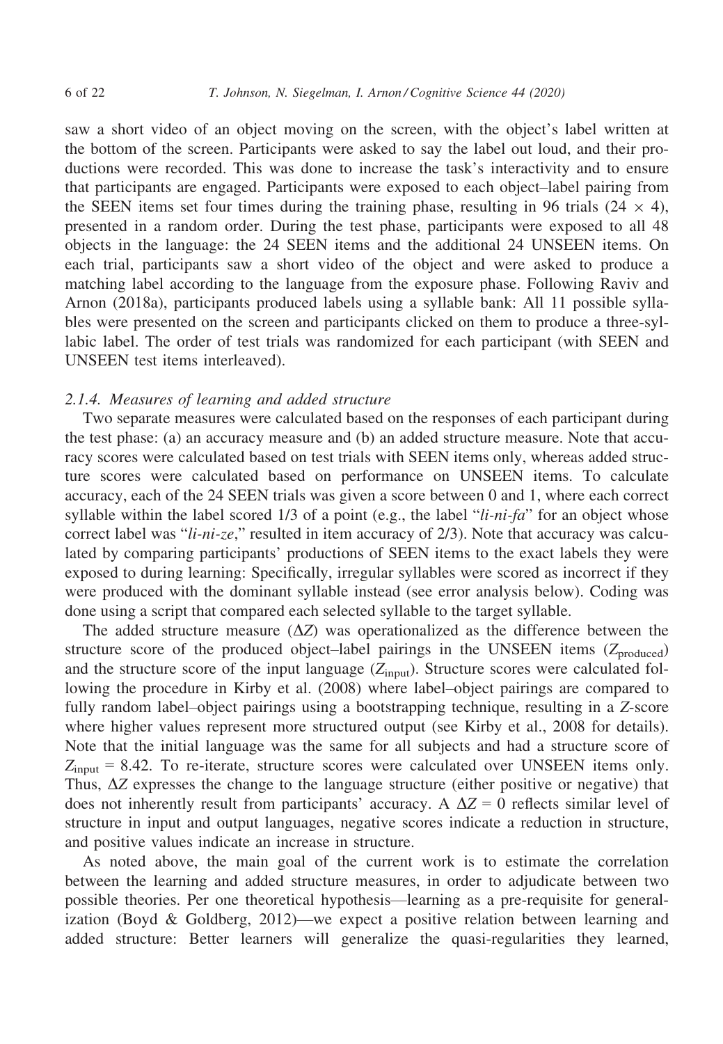saw a short video of an object moving on the screen, with the object's label written at the bottom of the screen. Participants were asked to say the label out loud, and their productions were recorded. This was done to increase the task's interactivity and to ensure that participants are engaged. Participants were exposed to each object–label pairing from the SEEN items set four times during the training phase, resulting in 96 trials ($24 \times 4$), presented in a random order. During the test phase, participants were exposed to all 48 objects in the language: the 24 SEEN items and the additional 24 UNSEEN items. On each trial, participants saw a short video of the object and were asked to produce a matching label according to the language from the exposure phase. Following Raviv and Arnon (2018a), participants produced labels using a syllable bank: All 11 possible syllables were presented on the screen and participants clicked on them to produce a three-syllabic label. The order of test trials was randomized for each participant (with SEEN and UNSEEN test items interleaved).

### 2.1.4. Measures of learning and added structure

Two separate measures were calculated based on the responses of each participant during the test phase: (a) an accuracy measure and (b) an added structure measure. Note that accuracy scores were calculated based on test trials with SEEN items only, whereas added structure scores were calculated based on performance on UNSEEN items. To calculate accuracy, each of the 24 SEEN trials was given a score between 0 and 1, where each correct syllable within the label scored 1/3 of a point (e.g., the label "*li-ni-fa*" for an object whose correct label was "*li-ni-ze*," resulted in item accuracy of 2/3). Note that accuracy was calculated by comparing participants' productions of SEEN items to the exact labels they were exposed to during learning: Specifically, irregular syllables were scored as incorrect if they were produced with the dominant syllable instead (see error analysis below). Coding was done using a script that compared each selected syllable to the target syllable.

The added structure measure ($\Delta Z$) was operationalized as the difference between the structure score of the produced object–label pairings in the UNSEEN items ($Z_{\text{produced}}$) and the structure score of the input language ($Z_{\text{input}}$). Structure scores were calculated following the procedure in Kirby et al. (2008) where label–object pairings are compared to fully random label–object pairings using a bootstrapping technique, resulting in a *Z*-score where higher values represent more structured output (see Kirby et al., 2008 for details). Note that the initial language was the same for all subjects and had a structure score of $Z_{\text{input}} = 8.42$. To re-iterate, structure scores were calculated over UNSEEN items only. Thus, $\Delta Z$ expresses the change to the language structure (either positive or negative) that does not inherently result from participants' accuracy. A $\Delta Z = 0$ reflects similar level of structure in input and output languages, negative scores indicate a reduction in structure, and positive values indicate an increase in structure.

As noted above, the main goal of the current work is to estimate the correlation between the learning and added structure measures, in order to adjudicate between two possible theories. Per one theoretical hypothesis—learning as a pre-requisite for generalization (Boyd & Goldberg, 2012)—we expect a positive relation between learning and added structure: Better learners will generalize the quasi-regularities they learned,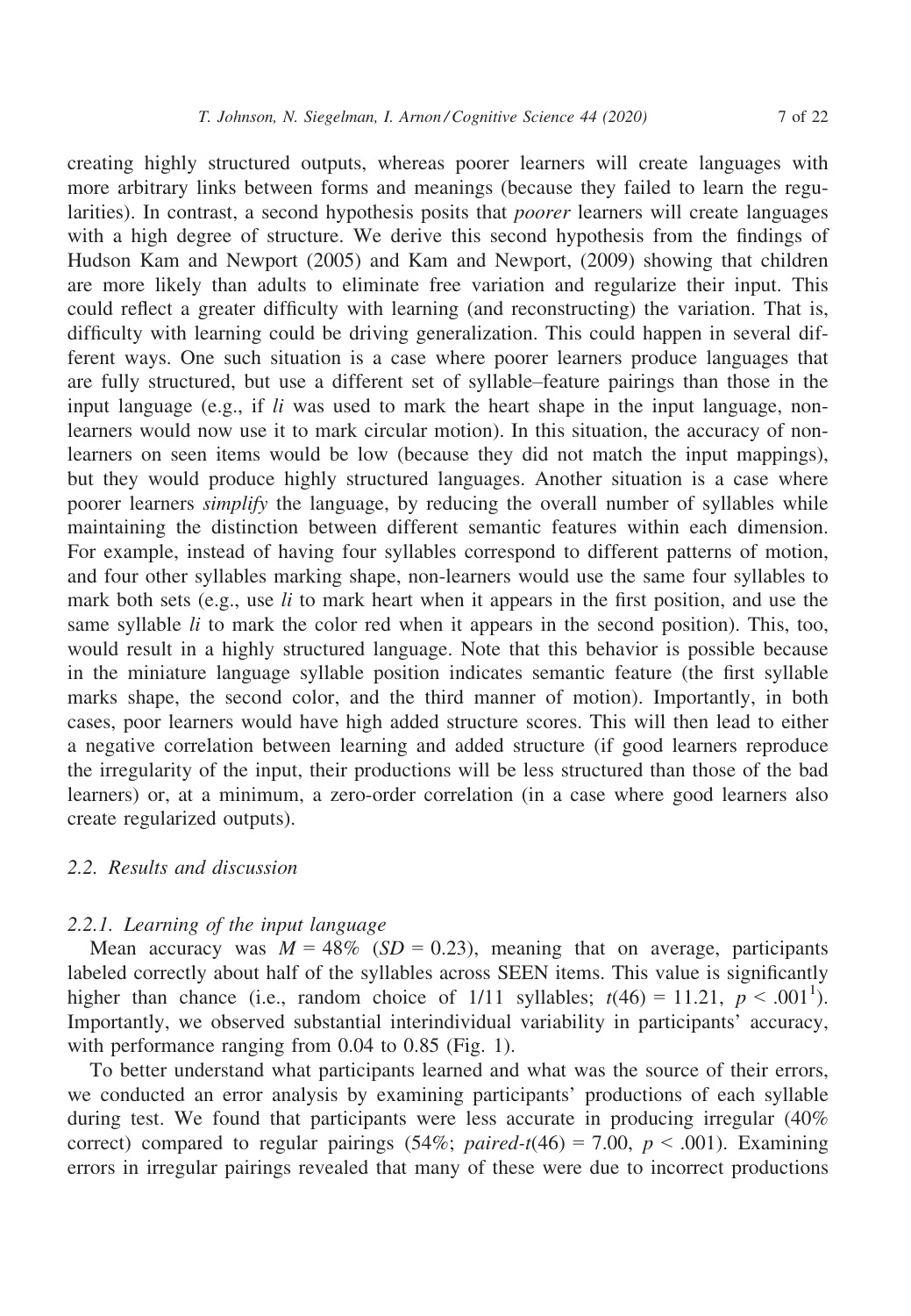creating highly structured outputs, whereas poorer learners will create languages with more arbitrary links between forms and meanings (because they failed to learn the regularities). In contrast, a second hypothesis posits that *poorer* learners will create languages with a high degree of structure. We derive this second hypothesis from the findings of Hudson Kam and Newport (2005) and Kam and Newport, (2009) showing that children are more likely than adults to eliminate free variation and regularize their input. This could reflect a greater difficulty with learning (and reconstructing) the variation. That is, difficulty with learning could be driving generalization. This could happen in several different ways. One such situation is a case where poorer learners produce languages that are fully structured, but use a different set of syllable–feature pairings than those in the input language (e.g., if *li* was used to mark the heart shape in the input language, non-learners would now use it to mark circular motion). In this situation, the accuracy of non-learners on seen items would be low (because they did not match the input mappings), but they would produce highly structured languages. Another situation is a case where poorer learners *simplify* the language, by reducing the overall number of syllables while maintaining the distinction between different semantic features within each dimension. For example, instead of having four syllables correspond to different patterns of motion, and four other syllables marking shape, non-learners would use the same four syllables to mark both sets (e.g., use *li* to mark heart when it appears in the first position, and use the same syllable *li* to mark the color red when it appears in the second position). This, too, would result in a highly structured language. Note that this behavior is possible because in the miniature language syllable position indicates semantic feature (the first syllable marks shape, the second color, and the third manner of motion). Importantly, in both cases, poor learners would have high added structure scores. This will then lead to either a negative correlation between learning and added structure (if good learners reproduce the irregularity of the input, their productions will be less structured than those of the bad learners) or, at a minimum, a zero-order correlation (in a case where good learners also create regularized outputs).

### 2.2. Results and discussion

#### 2.2.1. Learning of the input language

Mean accuracy was $M = 48\%$ ($SD = 0.23$), meaning that on average, participants labeled correctly about half of the syllables across SEEN items. This value is significantly higher than chance (i.e., random choice of 1/11 syllables; $t(46) = 11.21$, $p < .001$[1]). Importantly, we observed substantial interindividual variability in participants' accuracy, with performance ranging from 0.04 to 0.85 (Fig. 1).

To better understand what participants learned and what was the source of their errors, we conducted an error analysis by examining participants' productions of each syllable during test. We found that participants were less accurate in producing irregular (40% correct) compared to regular pairings (54%; *paired-t*$(46) = 7.00$, $p < .001$). Examining errors in irregular pairings revealed that many of these were due to incorrect productions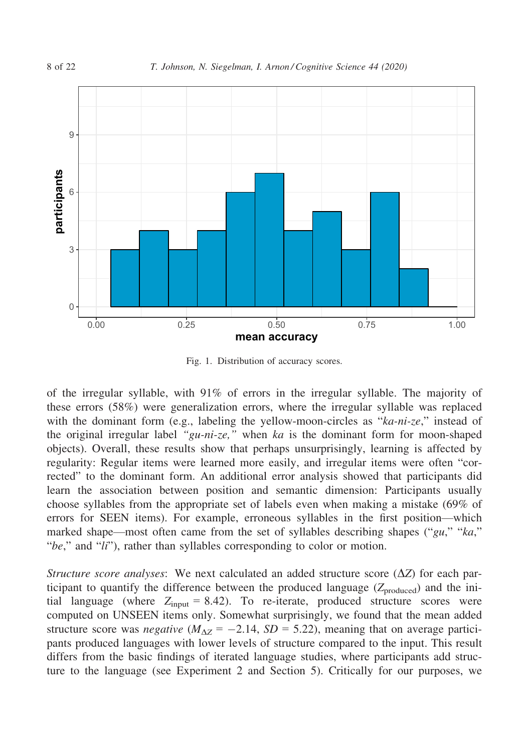Fig. 1. Distribution of accuracy scores.

of the irregular syllable, with 91% of errors in the irregular syllable. The majority of these errors (58%) were generalization errors, where the irregular syllable was replaced with the dominant form (e.g., labeling the yellow-moon-circles as "*ka-ni-ze*," instead of the original irregular label *"gu-ni-ze,"* when *ka* is the dominant form for moon-shaped objects). Overall, these results show that perhaps unsurprisingly, learning is affected by regularity: Regular items were learned more easily, and irregular items were often "corrected" to the dominant form. An additional error analysis showed that participants did learn the association between position and semantic dimension: Participants usually choose syllables from the appropriate set of labels even when making a mistake (69% of errors for SEEN items). For example, erroneous syllables in the first position—which marked shape—most often came from the set of syllables describing shapes ("*gu*," "*ka*," "*be*," and "*li*"), rather than syllables corresponding to color or motion.

*Structure score analyses*: We next calculated an added structure score ($\Delta Z$) for each participant to quantify the difference between the produced language ($Z_{\text{produced}}$) and the initial language (where $Z_{\text{input}} = 8.42$). To re-iterate, produced structure scores were computed on UNSEEN items only. Somewhat surprisingly, we found that the mean added structure score was *negative* ($M_{\Delta Z} = -2.14$, $SD = 5.22$), meaning that on average participants produced languages with lower levels of structure compared to the input. This result differs from the basic findings of iterated language studies, where participants add structure to the language (see Experiment 2 and Section 5). Critically for our purposes, we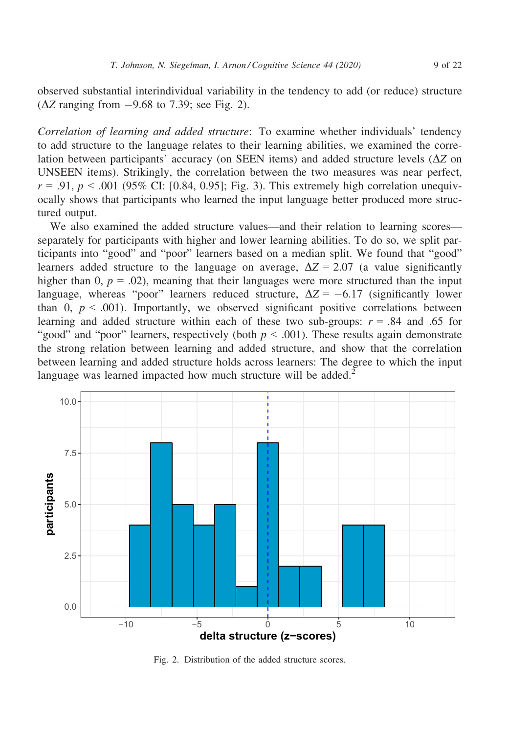observed substantial interindividual variability in the tendency to add (or reduce) structure ($\Delta Z$ ranging from $-9.68$ to 7.39; see Fig. 2).

*Correlation of learning and added structure*: To examine whether individuals' tendency to add structure to the language relates to their learning abilities, we examined the correlation between participants' accuracy (on SEEN items) and added structure levels ($\Delta Z$ on UNSEEN items). Strikingly, the correlation between the two measures was near perfect, $r = .91$, $p < .001$ (95% CI: [0.84, 0.95]; Fig. 3). This extremely high correlation unequivocally shows that participants who learned the input language better produced more structured output.

We also examined the added structure values—and their relation to learning scores—separately for participants with higher and lower learning abilities. To do so, we split participants into "good" and "poor" learners based on a median split. We found that "good" learners added structure to the language on average, $\Delta Z = 2.07$ (a value significantly higher than 0, $p = .02$), meaning that their languages were more structured than the input language, whereas "poor" learners reduced structure, $\Delta Z = -6.17$ (significantly lower than 0, $p < .001$). Importantly, we observed significant positive correlations between learning and added structure within each of these two sub-groups: $r = .84$ and .65 for "good" and "poor" learners, respectively (both $p < .001$). These results again demonstrate the strong relation between learning and added structure, and show that the correlation between learning and added structure holds across learners: The degree to which the input language was learned impacted how much structure will be added.[2]

Fig. 2. Distribution of the added structure scores.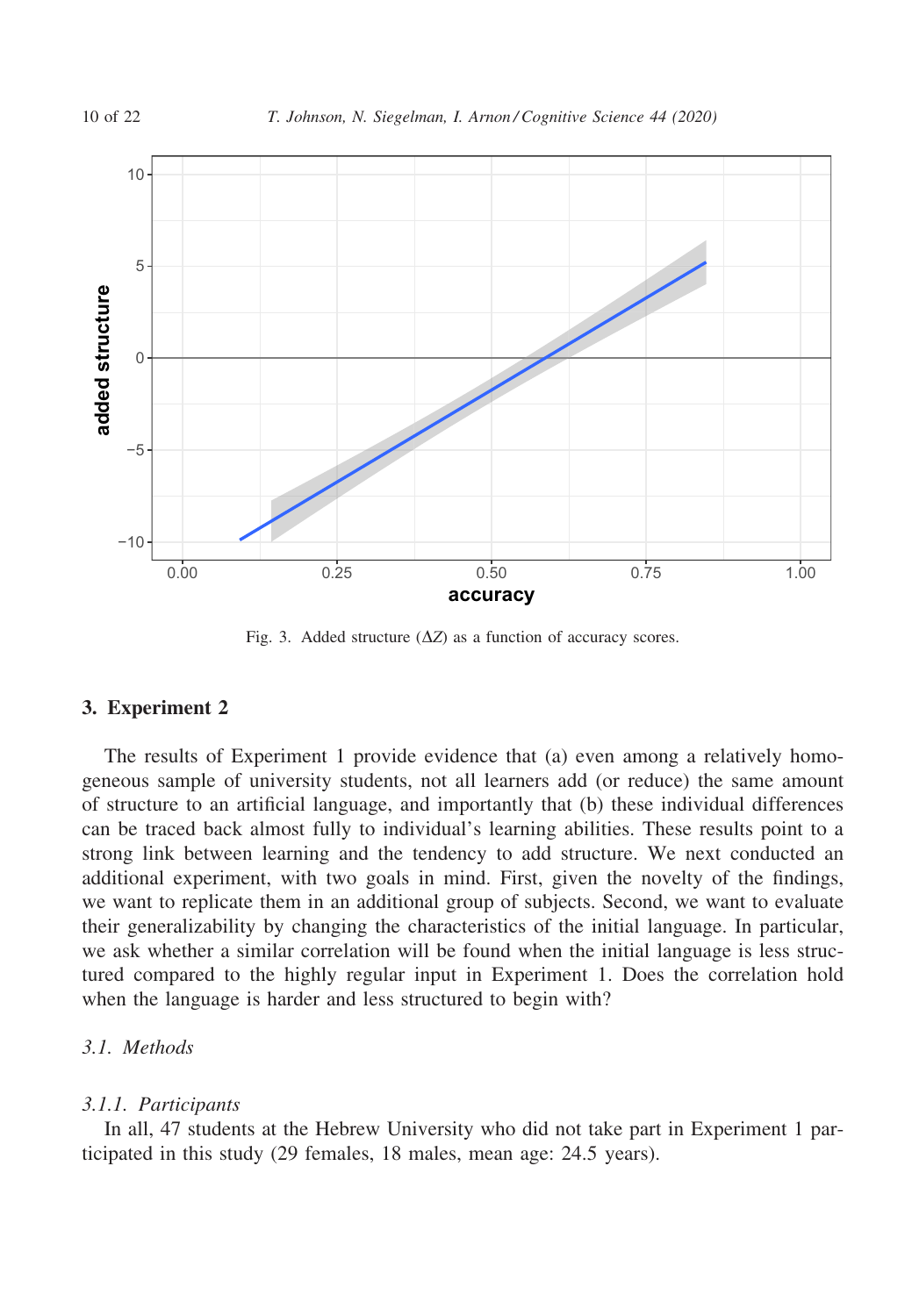Fig. 3. Added structure ($\Delta Z$) as a function of accuracy scores.

## 3. Experiment 2

The results of Experiment 1 provide evidence that (a) even among a relatively homogeneous sample of university students, not all learners add (or reduce) the same amount of structure to an artificial language, and importantly that (b) these individual differences can be traced back almost fully to individual's learning abilities. These results point to a strong link between learning and the tendency to add structure. We next conducted an additional experiment, with two goals in mind. First, given the novelty of the findings, we want to replicate them in an additional group of subjects. Second, we want to evaluate their generalizability by changing the characteristics of the initial language. In particular, we ask whether a similar correlation will be found when the initial language is less structured compared to the highly regular input in Experiment 1. Does the correlation hold when the language is harder and less structured to begin with?

### *3.1. Methods*

#### *3.1.1. Participants*

In all, 47 students at the Hebrew University who did not take part in Experiment 1 participated in this study (29 females, 18 males, mean age: 24.5 years).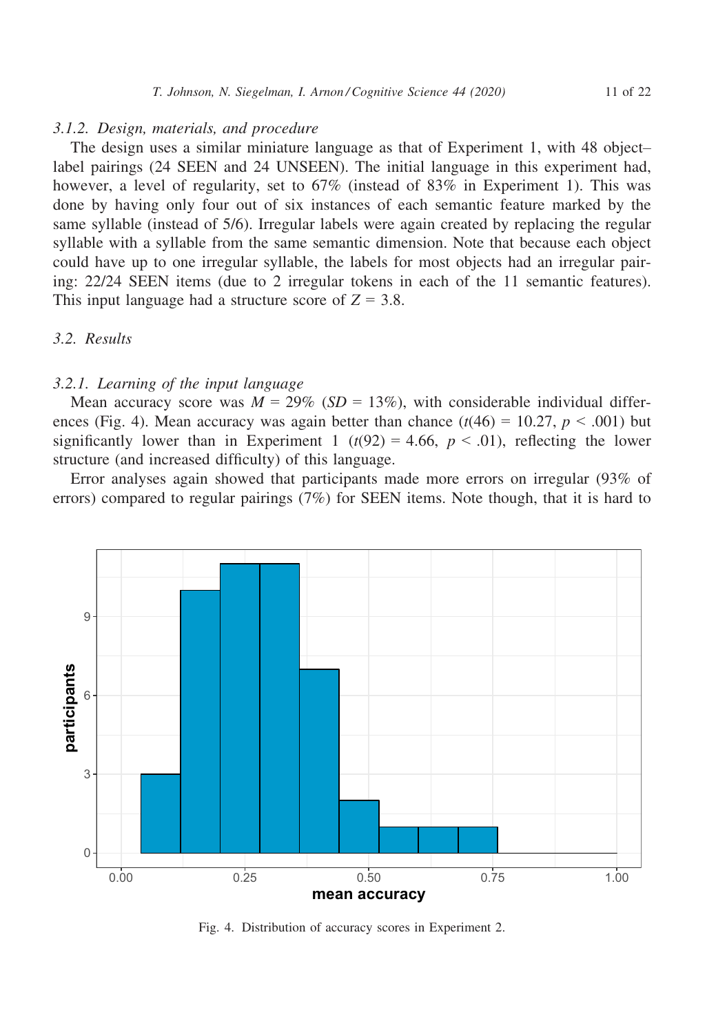### 3.1.2. Design, materials, and procedure

The design uses a similar miniature language as that of Experiment 1, with 48 object–label pairings (24 SEEN and 24 UNSEEN). The initial language in this experiment had, however, a level of regularity, set to 67% (instead of 83% in Experiment 1). This was done by having only four out of six instances of each semantic feature marked by the same syllable (instead of 5/6). Irregular labels were again created by replacing the regular syllable with a syllable from the same semantic dimension. Note that because each object could have up to one irregular syllable, the labels for most objects had an irregular pairing: 22/24 SEEN items (due to 2 irregular tokens in each of the 11 semantic features). This input language had a structure score of $Z = 3.8$.

## 3.2. Results

### 3.2.1. Learning of the input language

Mean accuracy score was $M = 29\%$ ($SD = 13\%$), with considerable individual differences (Fig. 4). Mean accuracy was again better than chance ($t(46) = 10.27$, $p < .001$) but significantly lower than in Experiment 1 ($t(92) = 4.66$, $p < .01$), reflecting the lower structure (and increased difficulty) of this language.

Error analyses again showed that participants made more errors on irregular (93% of errors) compared to regular pairings (7%) for SEEN items. Note though, that it is hard to

Fig. 4. Distribution of accuracy scores in Experiment 2.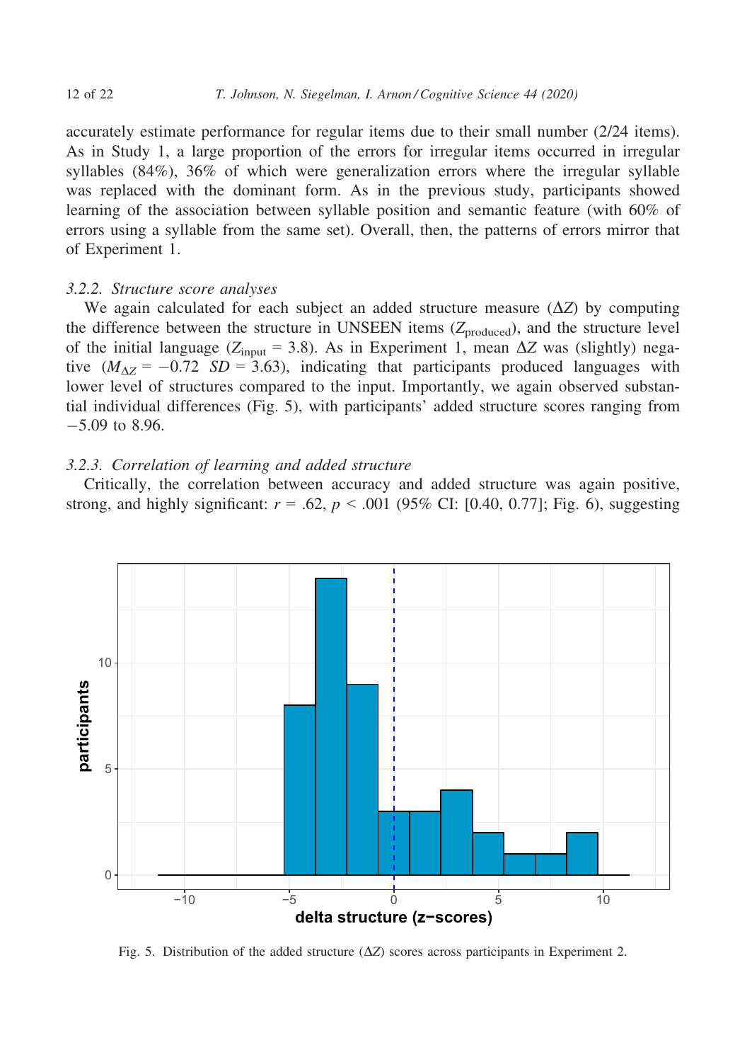accurately estimate performance for regular items due to their small number (2/24 items). As in Study 1, a large proportion of the errors for irregular items occurred in irregular syllables (84%), 36% of which were generalization errors where the irregular syllable was replaced with the dominant form. As in the previous study, participants showed learning of the association between syllable position and semantic feature (with 60% of errors using a syllable from the same set). Overall, then, the patterns of errors mirror that of Experiment 1.

### *3.2.2. Structure score analyses*

We again calculated for each subject an added structure measure ($\Delta Z$) by computing the difference between the structure in UNSEEN items ($Z_{\text{produced}}$), and the structure level of the initial language ($Z_{\text{input}} = 3.8$). As in Experiment 1, mean $\Delta Z$ was (slightly) negative ($M_{\Delta Z} = -0.72$ $SD = 3.63$), indicating that participants produced languages with lower level of structures compared to the input. Importantly, we again observed substantial individual differences (Fig. 5), with participants' added structure scores ranging from −5.09 to 8.96.

### *3.2.3. Correlation of learning and added structure*

Critically, the correlation between accuracy and added structure was again positive, strong, and highly significant: $r = .62$, $p < .001$ (95% CI: [0.40, 0.77]; Fig. 6), suggesting

Fig. 5. Distribution of the added structure ($\Delta Z$) scores across participants in Experiment 2.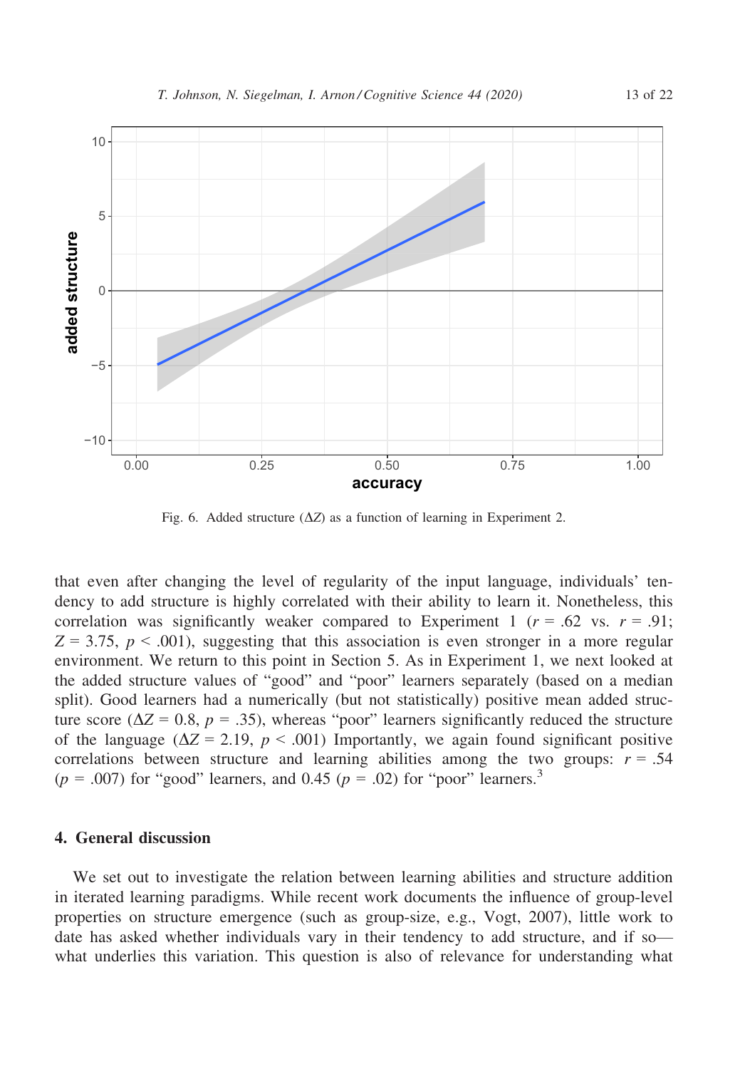Fig. 6. Added structure ($\Delta Z$) as a function of learning in Experiment 2.

that even after changing the level of regularity of the input language, individuals' tendency to add structure is highly correlated with their ability to learn it. Nonetheless, this correlation was significantly weaker compared to Experiment 1 ($r = .62$ vs. $r = .91$; $Z = 3.75$, $p < .001$), suggesting that this association is even stronger in a more regular environment. We return to this point in Section 5. As in Experiment 1, we next looked at the added structure values of "good" and "poor" learners separately (based on a median split). Good learners had a numerically (but not statistically) positive mean added structure score ($\Delta Z = 0.8$, $p = .35$), whereas "poor" learners significantly reduced the structure of the language ($\Delta Z = 2.19$, $p < .001$) Importantly, we again found significant positive correlations between structure and learning abilities among the two groups: $r = .54$ ($p = .007$) for "good" learners, and 0.45 ($p = .02$) for "poor" learners.[3]

## 4. General discussion

We set out to investigate the relation between learning abilities and structure addition in iterated learning paradigms. While recent work documents the influence of group-level properties on structure emergence (such as group-size, e.g., Vogt, 2007), little work to date has asked whether individuals vary in their tendency to add structure, and if so—what underlies this variation. This question is also of relevance for understanding what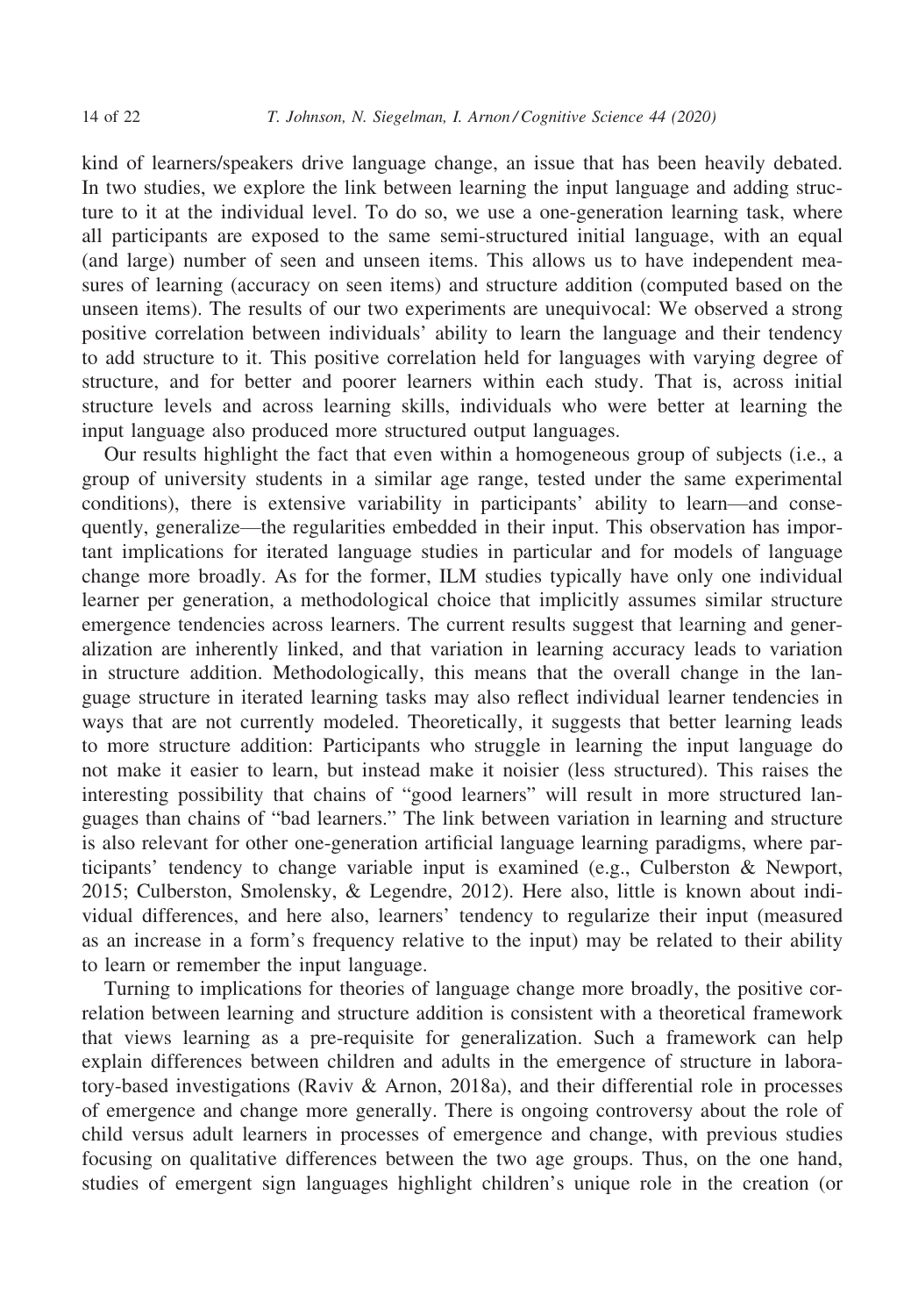kind of learners/speakers drive language change, an issue that has been heavily debated. In two studies, we explore the link between learning the input language and adding structure to it at the individual level. To do so, we use a one-generation learning task, where all participants are exposed to the same semi-structured initial language, with an equal (and large) number of seen and unseen items. This allows us to have independent measures of learning (accuracy on seen items) and structure addition (computed based on the unseen items). The results of our two experiments are unequivocal: We observed a strong positive correlation between individuals' ability to learn the language and their tendency to add structure to it. This positive correlation held for languages with varying degree of structure, and for better and poorer learners within each study. That is, across initial structure levels and across learning skills, individuals who were better at learning the input language also produced more structured output languages.

Our results highlight the fact that even within a homogeneous group of subjects (i.e., a group of university students in a similar age range, tested under the same experimental conditions), there is extensive variability in participants' ability to learn—and consequently, generalize—the regularities embedded in their input. This observation has important implications for iterated language studies in particular and for models of language change more broadly. As for the former, ILM studies typically have only one individual learner per generation, a methodological choice that implicitly assumes similar structure emergence tendencies across learners. The current results suggest that learning and generalization are inherently linked, and that variation in learning accuracy leads to variation in structure addition. Methodologically, this means that the overall change in the language structure in iterated learning tasks may also reflect individual learner tendencies in ways that are not currently modeled. Theoretically, it suggests that better learning leads to more structure addition: Participants who struggle in learning the input language do not make it easier to learn, but instead make it noisier (less structured). This raises the interesting possibility that chains of "good learners" will result in more structured languages than chains of "bad learners." The link between variation in learning and structure is also relevant for other one-generation artificial language learning paradigms, where participants' tendency to change variable input is examined (e.g., Culberston & Newport, 2015; Culberston, Smolensky, & Legendre, 2012). Here also, little is known about individual differences, and here also, learners' tendency to regularize their input (measured as an increase in a form's frequency relative to the input) may be related to their ability to learn or remember the input language.

Turning to implications for theories of language change more broadly, the positive correlation between learning and structure addition is consistent with a theoretical framework that views learning as a pre-requisite for generalization. Such a framework can help explain differences between children and adults in the emergence of structure in laboratory-based investigations (Raviv & Arnon, 2018a), and their differential role in processes of emergence and change more generally. There is ongoing controversy about the role of child versus adult learners in processes of emergence and change, with previous studies focusing on qualitative differences between the two age groups. Thus, on the one hand, studies of emergent sign languages highlight children's unique role in the creation (or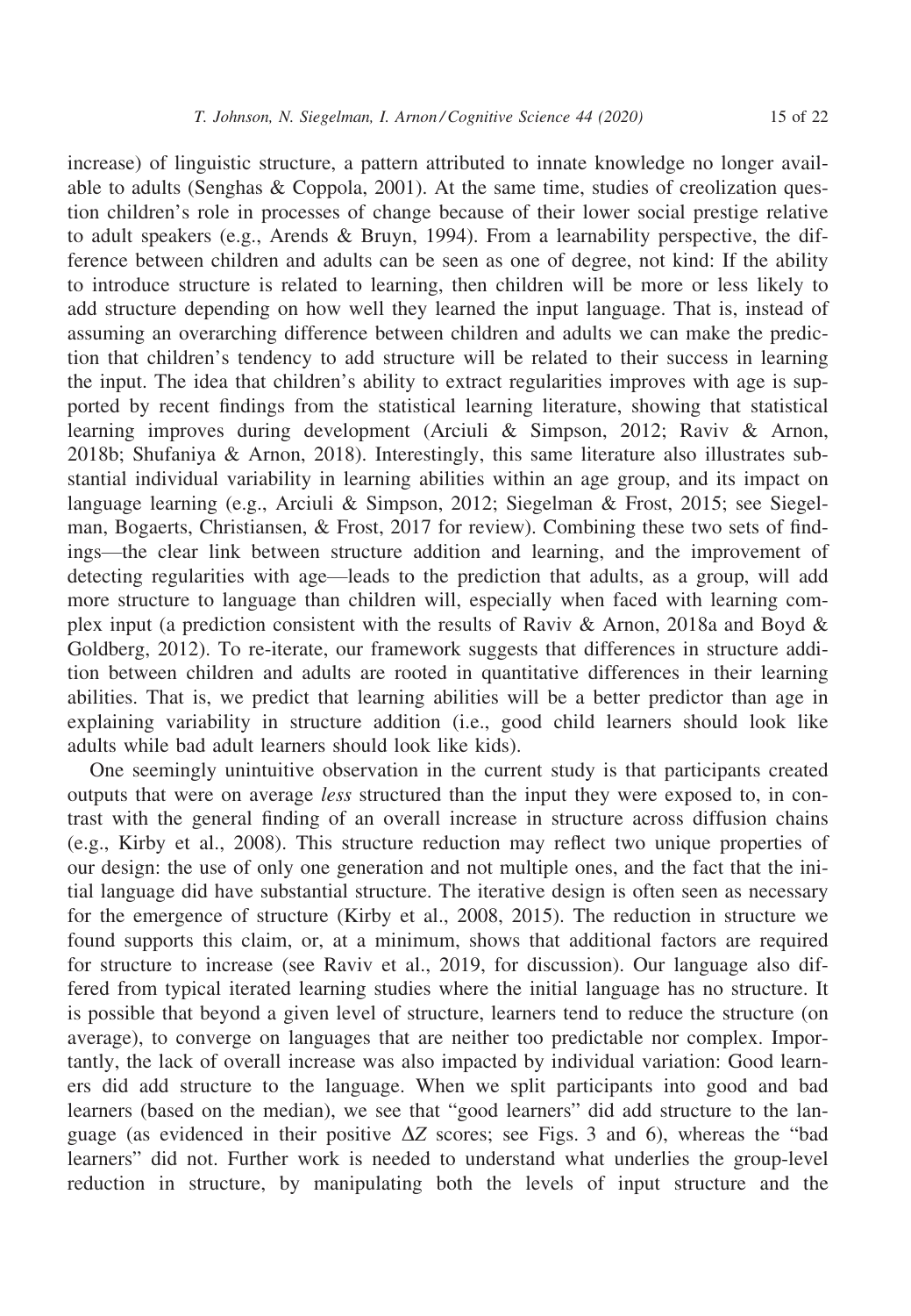increase) of linguistic structure, a pattern attributed to innate knowledge no longer available to adults (Senghas & Coppola, 2001). At the same time, studies of creolization question children's role in processes of change because of their lower social prestige relative to adult speakers (e.g., Arends & Bruyn, 1994). From a learnability perspective, the difference between children and adults can be seen as one of degree, not kind: If the ability to introduce structure is related to learning, then children will be more or less likely to add structure depending on how well they learned the input language. That is, instead of assuming an overarching difference between children and adults we can make the prediction that children's tendency to add structure will be related to their success in learning the input. The idea that children's ability to extract regularities improves with age is supported by recent findings from the statistical learning literature, showing that statistical learning improves during development (Arciuli & Simpson, 2012; Raviv & Arnon, 2018b; Shufaniya & Arnon, 2018). Interestingly, this same literature also illustrates substantial individual variability in learning abilities within an age group, and its impact on language learning (e.g., Arciuli & Simpson, 2012; Siegelman & Frost, 2015; see Siegelman, Bogaerts, Christiansen, & Frost, 2017 for review). Combining these two sets of findings—the clear link between structure addition and learning, and the improvement of detecting regularities with age—leads to the prediction that adults, as a group, will add more structure to language than children will, especially when faced with learning complex input (a prediction consistent with the results of Raviv & Arnon, 2018a and Boyd & Goldberg, 2012). To re-iterate, our framework suggests that differences in structure addition between children and adults are rooted in quantitative differences in their learning abilities. That is, we predict that learning abilities will be a better predictor than age in explaining variability in structure addition (i.e., good child learners should look like adults while bad adult learners should look like kids).

One seemingly unintuitive observation in the current study is that participants created outputs that were on average *less* structured than the input they were exposed to, in contrast with the general finding of an overall increase in structure across diffusion chains (e.g., Kirby et al., 2008). This structure reduction may reflect two unique properties of our design: the use of only one generation and not multiple ones, and the fact that the initial language did have substantial structure. The iterative design is often seen as necessary for the emergence of structure (Kirby et al., 2008, 2015). The reduction in structure we found supports this claim, or, at a minimum, shows that additional factors are required for structure to increase (see Raviv et al., 2019, for discussion). Our language also differed from typical iterated learning studies where the initial language has no structure. It is possible that beyond a given level of structure, learners tend to reduce the structure (on average), to converge on languages that are neither too predictable nor complex. Importantly, the lack of overall increase was also impacted by individual variation: Good learners did add structure to the language. When we split participants into good and bad learners (based on the median), we see that "good learners" did add structure to the language (as evidenced in their positive $\Delta Z$ scores; see Figs. 3 and 6), whereas the "bad learners" did not. Further work is needed to understand what underlies the group-level reduction in structure, by manipulating both the levels of input structure and the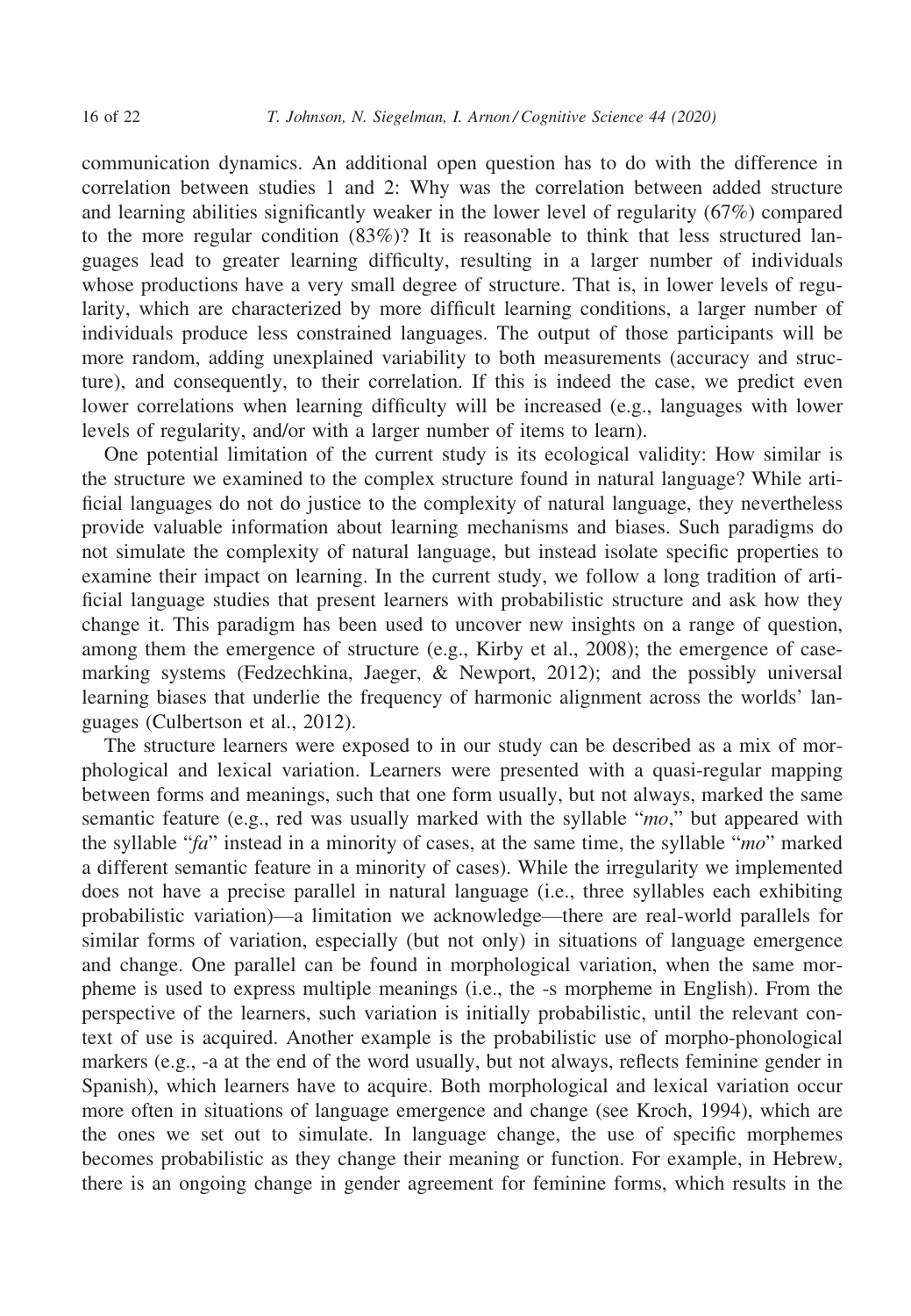communication dynamics. An additional open question has to do with the difference in correlation between studies 1 and 2: Why was the correlation between added structure and learning abilities significantly weaker in the lower level of regularity (67%) compared to the more regular condition (83%)? It is reasonable to think that less structured languages lead to greater learning difficulty, resulting in a larger number of individuals whose productions have a very small degree of structure. That is, in lower levels of regularity, which are characterized by more difficult learning conditions, a larger number of individuals produce less constrained languages. The output of those participants will be more random, adding unexplained variability to both measurements (accuracy and structure), and consequently, to their correlation. If this is indeed the case, we predict even lower correlations when learning difficulty will be increased (e.g., languages with lower levels of regularity, and/or with a larger number of items to learn).

One potential limitation of the current study is its ecological validity: How similar is the structure we examined to the complex structure found in natural language? While artificial languages do not do justice to the complexity of natural language, they nevertheless provide valuable information about learning mechanisms and biases. Such paradigms do not simulate the complexity of natural language, but instead isolate specific properties to examine their impact on learning. In the current study, we follow a long tradition of artificial language studies that present learners with probabilistic structure and ask how they change it. This paradigm has been used to uncover new insights on a range of question, among them the emergence of structure (e.g., Kirby et al., 2008); the emergence of case-marking systems (Fedzechkina, Jaeger, & Newport, 2012); and the possibly universal learning biases that underlie the frequency of harmonic alignment across the worlds' languages (Culbertson et al., 2012).

The structure learners were exposed to in our study can be described as a mix of morphological and lexical variation. Learners were presented with a quasi-regular mapping between forms and meanings, such that one form usually, but not always, marked the same semantic feature (e.g., red was usually marked with the syllable "*mo*," but appeared with the syllable "*fa*" instead in a minority of cases, at the same time, the syllable "*mo*" marked a different semantic feature in a minority of cases). While the irregularity we implemented does not have a precise parallel in natural language (i.e., three syllables each exhibiting probabilistic variation)—a limitation we acknowledge—there are real-world parallels for similar forms of variation, especially (but not only) in situations of language emergence and change. One parallel can be found in morphological variation, when the same morpheme is used to express multiple meanings (i.e., the -s morpheme in English). From the perspective of the learners, such variation is initially probabilistic, until the relevant context of use is acquired. Another example is the probabilistic use of morpho-phonological markers (e.g., -a at the end of the word usually, but not always, reflects feminine gender in Spanish), which learners have to acquire. Both morphological and lexical variation occur more often in situations of language emergence and change (see Kroch, 1994), which are the ones we set out to simulate. In language change, the use of specific morphemes becomes probabilistic as they change their meaning or function. For example, in Hebrew, there is an ongoing change in gender agreement for feminine forms, which results in the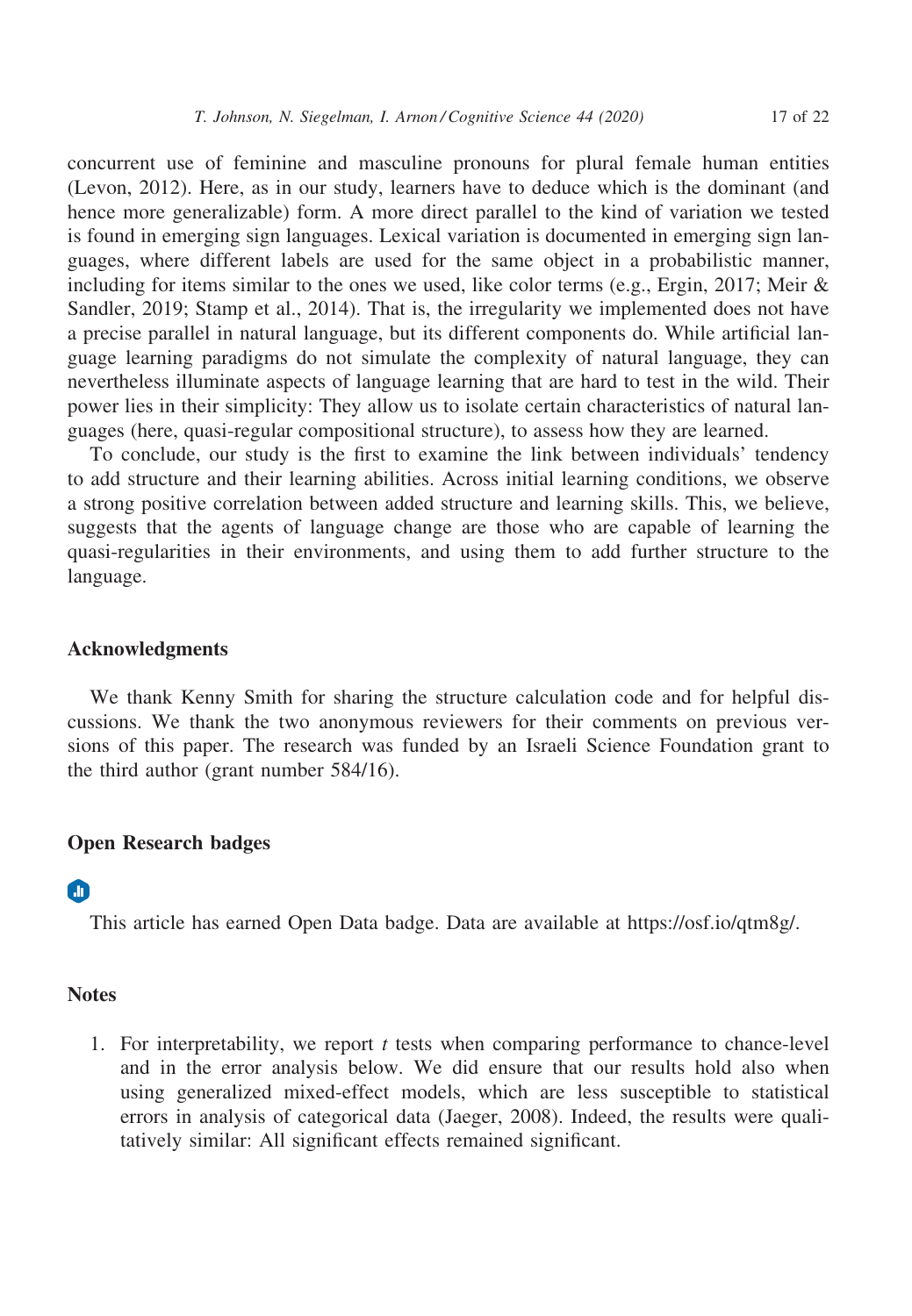concurrent use of feminine and masculine pronouns for plural female human entities (Levon, 2012). Here, as in our study, learners have to deduce which is the dominant (and hence more generalizable) form. A more direct parallel to the kind of variation we tested is found in emerging sign languages. Lexical variation is documented in emerging sign languages, where different labels are used for the same object in a probabilistic manner, including for items similar to the ones we used, like color terms (e.g., Ergin, 2017; Meir & Sandler, 2019; Stamp et al., 2014). That is, the irregularity we implemented does not have a precise parallel in natural language, but its different components do. While artificial language learning paradigms do not simulate the complexity of natural language, they can nevertheless illuminate aspects of language learning that are hard to test in the wild. Their power lies in their simplicity: They allow us to isolate certain characteristics of natural languages (here, quasi-regular compositional structure), to assess how they are learned.

To conclude, our study is the first to examine the link between individuals' tendency to add structure and their learning abilities. Across initial learning conditions, we observe a strong positive correlation between added structure and learning skills. This, we believe, suggests that the agents of language change are those who are capable of learning the quasi-regularities in their environments, and using them to add further structure to the language.

## Acknowledgments

We thank Kenny Smith for sharing the structure calculation code and for helpful discussions. We thank the two anonymous reviewers for their comments on previous versions of this paper. The research was funded by an Israeli Science Foundation grant to the third author (grant number 584/16).

## Open Research badges

This article has earned Open Data badge. Data are available at https://osf.io/qtm8g/.

## Notes

1. For interpretability, we report *t* tests when comparing performance to chance-level and in the error analysis below. We did ensure that our results hold also when using generalized mixed-effect models, which are less susceptible to statistical errors in analysis of categorical data (Jaeger, 2008). Indeed, the results were qualitatively similar: All significant effects remained significant.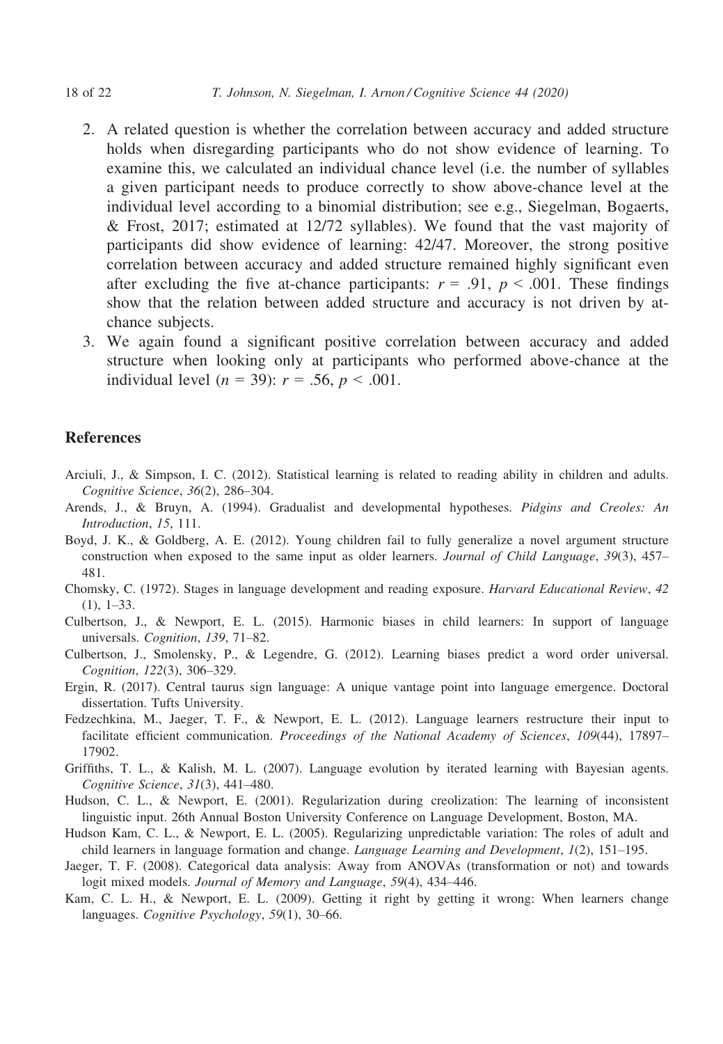2. A related question is whether the correlation between accuracy and added structure holds when disregarding participants who do not show evidence of learning. To examine this, we calculated an individual chance level (i.e. the number of syllables a given participant needs to produce correctly to show above-chance level at the individual level according to a binomial distribution; see e.g., Siegelman, Bogaerts, & Frost, 2017; estimated at 12/72 syllables). We found that the vast majority of participants did show evidence of learning: 42/47. Moreover, the strong positive correlation between accuracy and added structure remained highly significant even after excluding the five at-chance participants: $r = .91$, $p < .001$. These findings show that the relation between added structure and accuracy is not driven by at-chance subjects.
3. We again found a significant positive correlation between accuracy and added structure when looking only at participants who performed above-chance at the individual level ($n = 39$): $r = .56$, $p < .001$.

## References

Arciuli, J., & Simpson, I. C. (2012). Statistical learning is related to reading ability in children and adults. *Cognitive Science*, *36*(2), 286–304.

Arends, J., & Bruyn, A. (1994). Gradualist and developmental hypotheses. *Pidgins and Creoles: An Introduction*, *15*, 111.

Boyd, J. K., & Goldberg, A. E. (2012). Young children fail to fully generalize a novel argument structure construction when exposed to the same input as older learners. *Journal of Child Language*, *39*(3), 457–481.

Chomsky, C. (1972). Stages in language development and reading exposure. *Harvard Educational Review*, *42*(1), 1–33.

Culbertson, J., & Newport, E. L. (2015). Harmonic biases in child learners: In support of language universals. *Cognition*, *139*, 71–82.

Culbertson, J., Smolensky, P., & Legendre, G. (2012). Learning biases predict a word order universal. *Cognition*, *122*(3), 306–329.

Ergin, R. (2017). Central taurus sign language: A unique vantage point into language emergence. Doctoral dissertation. Tufts University.

Fedzechkina, M., Jaeger, T. F., & Newport, E. L. (2012). Language learners restructure their input to facilitate efficient communication. *Proceedings of the National Academy of Sciences*, *109*(44), 17897–17902.

Griffiths, T. L., & Kalish, M. L. (2007). Language evolution by iterated learning with Bayesian agents. *Cognitive Science*, *31*(3), 441–480.

Hudson, C. L., & Newport, E. (2001). Regularization during creolization: The learning of inconsistent linguistic input. 26th Annual Boston University Conference on Language Development, Boston, MA.

Hudson Kam, C. L., & Newport, E. L. (2005). Regularizing unpredictable variation: The roles of adult and child learners in language formation and change. *Language Learning and Development*, *1*(2), 151–195.

Jaeger, T. F. (2008). Categorical data analysis: Away from ANOVAs (transformation or not) and towards logit mixed models. *Journal of Memory and Language*, *59*(4), 434–446.

Kam, C. L. H., & Newport, E. L. (2009). Getting it right by getting it wrong: When learners change languages. *Cognitive Psychology*, *59*(1), 30–66.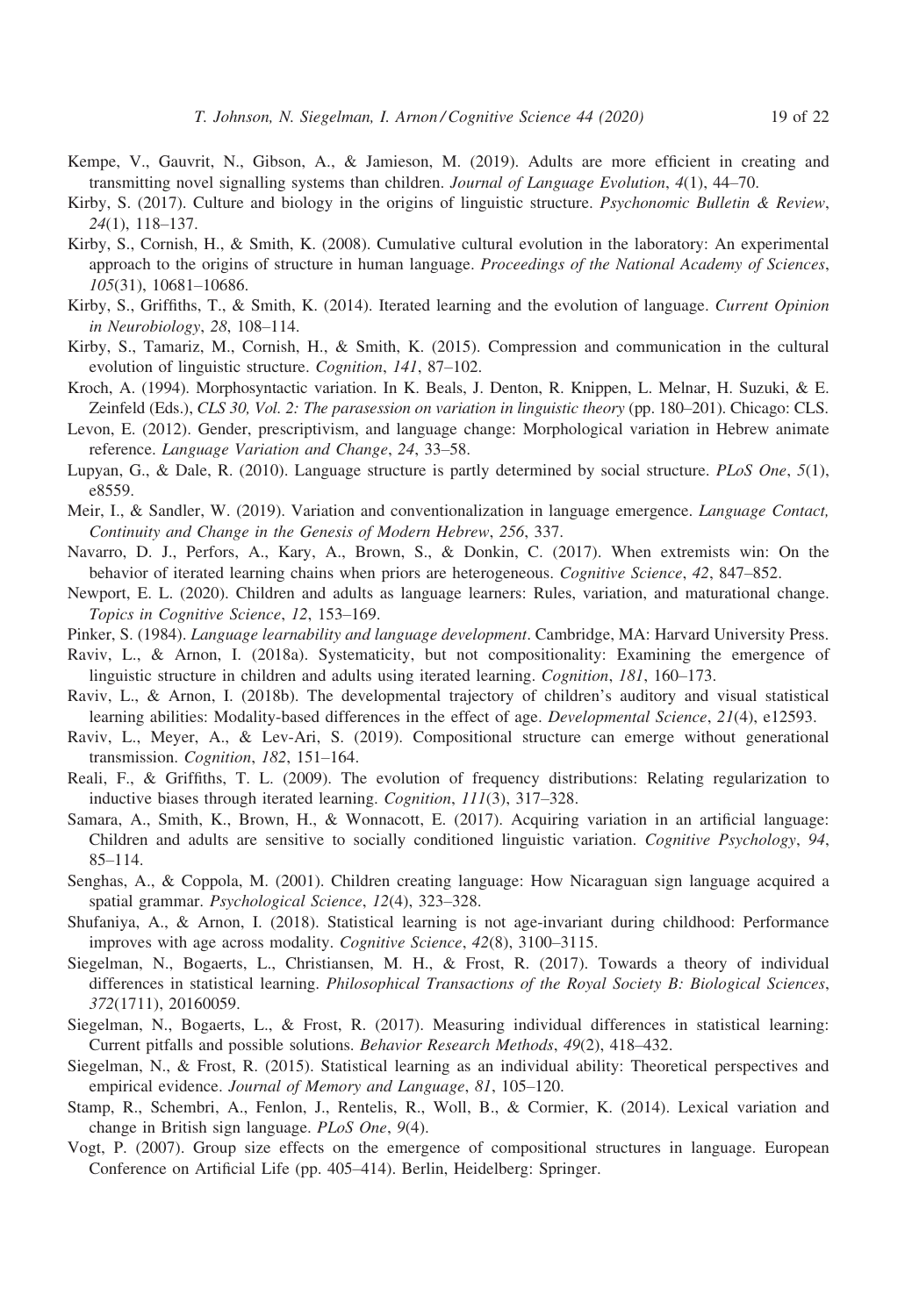Kempe, V., Gauvrit, N., Gibson, A., & Jamieson, M. (2019). Adults are more efficient in creating and transmitting novel signalling systems than children. *Journal of Language Evolution*, *4*(1), 44–70.

Kirby, S. (2017). Culture and biology in the origins of linguistic structure. *Psychonomic Bulletin & Review*, *24*(1), 118–137.

Kirby, S., Cornish, H., & Smith, K. (2008). Cumulative cultural evolution in the laboratory: An experimental approach to the origins of structure in human language. *Proceedings of the National Academy of Sciences*, *105*(31), 10681–10686.

Kirby, S., Griffiths, T., & Smith, K. (2014). Iterated learning and the evolution of language. *Current Opinion in Neurobiology*, *28*, 108–114.

Kirby, S., Tamariz, M., Cornish, H., & Smith, K. (2015). Compression and communication in the cultural evolution of linguistic structure. *Cognition*, *141*, 87–102.

Kroch, A. (1994). Morphosyntactic variation. In K. Beals, J. Denton, R. Knippen, L. Melnar, H. Suzuki, & E. Zeinfeld (Eds.), *CLS 30, Vol. 2: The parasession on variation in linguistic theory* (pp. 180–201). Chicago: CLS.

Levon, E. (2012). Gender, prescriptivism, and language change: Morphological variation in Hebrew animate reference. *Language Variation and Change*, *24*, 33–58.

Lupyan, G., & Dale, R. (2010). Language structure is partly determined by social structure. *PLoS One*, *5*(1), e8559.

Meir, I., & Sandler, W. (2019). Variation and conventionalization in language emergence. *Language Contact, Continuity and Change in the Genesis of Modern Hebrew*, *256*, 337.

Navarro, D. J., Perfors, A., Kary, A., Brown, S., & Donkin, C. (2017). When extremists win: On the behavior of iterated learning chains when priors are heterogeneous. *Cognitive Science*, *42*, 847–852.

Newport, E. L. (2020). Children and adults as language learners: Rules, variation, and maturational change. *Topics in Cognitive Science*, *12*, 153–169.

Pinker, S. (1984). *Language learnability and language development*. Cambridge, MA: Harvard University Press.

Raviv, L., & Arnon, I. (2018a). Systematicity, but not compositionality: Examining the emergence of linguistic structure in children and adults using iterated learning. *Cognition*, *181*, 160–173.

Raviv, L., & Arnon, I. (2018b). The developmental trajectory of children's auditory and visual statistical learning abilities: Modality-based differences in the effect of age. *Developmental Science*, *21*(4), e12593.

Raviv, L., Meyer, A., & Lev-Ari, S. (2019). Compositional structure can emerge without generational transmission. *Cognition*, *182*, 151–164.

Reali, F., & Griffiths, T. L. (2009). The evolution of frequency distributions: Relating regularization to inductive biases through iterated learning. *Cognition*, *111*(3), 317–328.

Samara, A., Smith, K., Brown, H., & Wonnacott, E. (2017). Acquiring variation in an artificial language: Children and adults are sensitive to socially conditioned linguistic variation. *Cognitive Psychology*, *94*, 85–114.

Senghas, A., & Coppola, M. (2001). Children creating language: How Nicaraguan sign language acquired a spatial grammar. *Psychological Science*, *12*(4), 323–328.

Shufaniya, A., & Arnon, I. (2018). Statistical learning is not age-invariant during childhood: Performance improves with age across modality. *Cognitive Science*, *42*(8), 3100–3115.

Siegelman, N., Bogaerts, L., Christiansen, M. H., & Frost, R. (2017). Towards a theory of individual differences in statistical learning. *Philosophical Transactions of the Royal Society B: Biological Sciences*, *372*(1711), 20160059.

Siegelman, N., Bogaerts, L., & Frost, R. (2017). Measuring individual differences in statistical learning: Current pitfalls and possible solutions. *Behavior Research Methods*, *49*(2), 418–432.

Siegelman, N., & Frost, R. (2015). Statistical learning as an individual ability: Theoretical perspectives and empirical evidence. *Journal of Memory and Language*, *81*, 105–120.

Stamp, R., Schembri, A., Fenlon, J., Rentelis, R., Woll, B., & Cormier, K. (2014). Lexical variation and change in British sign language. *PLoS One*, *9*(4).

Vogt, P. (2007). Group size effects on the emergence of compositional structures in language. European Conference on Artificial Life (pp. 405–414). Berlin, Heidelberg: Springer.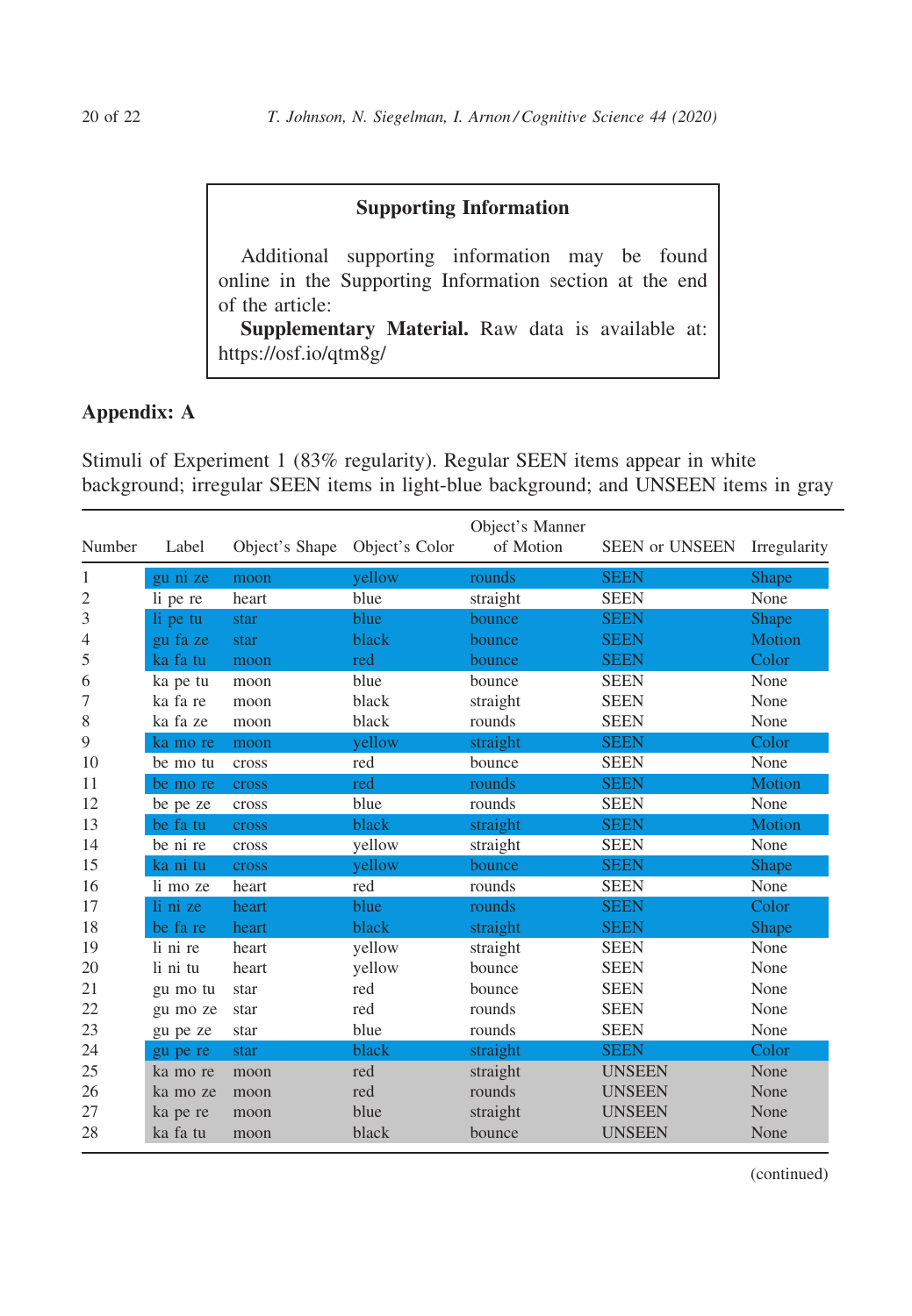**Supporting Information**

Additional supporting information may be found online in the Supporting Information section at the end of the article:

**Supplementary Material.** Raw data is available at: https://osf.io/qtm8g/

## Appendix: A

Stimuli of Experiment 1 (83% regularity). Regular SEEN items appear in white background; irregular SEEN items in light-blue background; and UNSEEN items in gray

| Number | Label | Object's Shape | Object's Color | Object's Manner of Motion | SEEN or UNSEEN | Irregularity |
|---|---|---|---|---|---|---|
| 1 | gu ni ze | moon | yellow | rounds | SEEN | Shape |
| 2 | li pe re | heart | blue | straight | SEEN | None |
| 3 | li pe tu | star | blue | bounce | SEEN | Shape |
| 4 | gu fa ze | star | black | bounce | SEEN | Motion |
| 5 | ka fa tu | moon | red | bounce | SEEN | Color |
| 6 | ka pe tu | moon | blue | bounce | SEEN | None |
| 7 | ka fa re | moon | black | straight | SEEN | None |
| 8 | ka fa ze | moon | black | rounds | SEEN | None |
| 9 | ka mo re | moon | yellow | straight | SEEN | Color |
| 10 | be mo tu | cross | red | bounce | SEEN | None |
| 11 | be mo re | cross | red | rounds | SEEN | Motion |
| 12 | be pe ze | cross | blue | rounds | SEEN | None |
| 13 | be fa tu | cross | black | straight | SEEN | Motion |
| 14 | be ni re | cross | yellow | straight | SEEN | None |
| 15 | ka ni tu | cross | yellow | bounce | SEEN | Shape |
| 16 | li mo ze | heart | red | rounds | SEEN | None |
| 17 | li ni ze | heart | blue | rounds | SEEN | Color |
| 18 | be fa re | heart | black | straight | SEEN | Shape |
| 19 | li ni re | heart | yellow | straight | SEEN | None |
| 20 | li ni tu | heart | yellow | bounce | SEEN | None |
| 21 | gu mo tu | star | red | bounce | SEEN | None |
| 22 | gu mo ze | star | red | rounds | SEEN | None |
| 23 | gu pe ze | star | blue | rounds | SEEN | None |
| 24 | gu pe re | star | black | straight | SEEN | Color |
| 25 | ka mo re | moon | red | straight | UNSEEN | None |
| 26 | ka mo ze | moon | red | rounds | UNSEEN | None |
| 27 | ka pe re | moon | blue | straight | UNSEEN | None |
| 28 | ka fa tu | moon | black | bounce | UNSEEN | None |

(continued)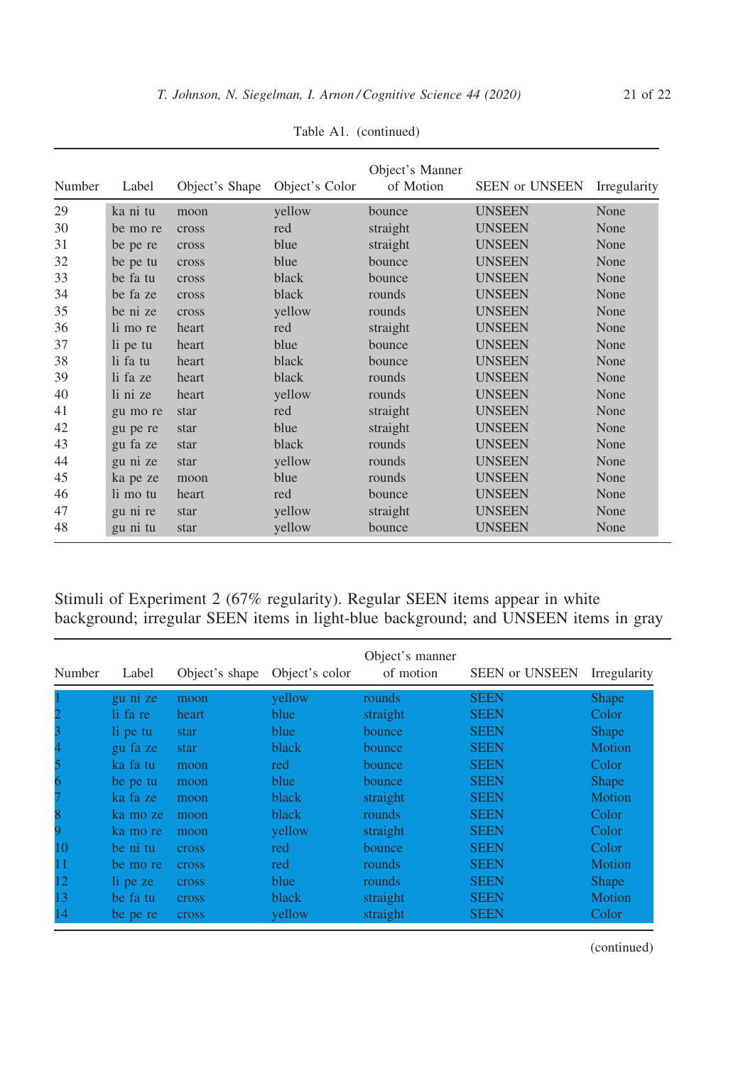Table A1. (continued)

| Number | Label | Object's Shape | Object's Color | Object's Manner of Motion | SEEN or UNSEEN | Irregularity |
|---|---|---|---|---|---|---|
| 29 | ka ni tu | moon | yellow | bounce | UNSEEN | None |
| 30 | be mo re | cross | red | straight | UNSEEN | None |
| 31 | be pe re | cross | blue | straight | UNSEEN | None |
| 32 | be pe tu | cross | blue | bounce | UNSEEN | None |
| 33 | be fa tu | cross | black | bounce | UNSEEN | None |
| 34 | be fa ze | cross | black | rounds | UNSEEN | None |
| 35 | be ni ze | cross | yellow | rounds | UNSEEN | None |
| 36 | li mo re | heart | red | straight | UNSEEN | None |
| 37 | li pe tu | heart | blue | bounce | UNSEEN | None |
| 38 | li fa tu | heart | black | bounce | UNSEEN | None |
| 39 | li fa ze | heart | black | rounds | UNSEEN | None |
| 40 | li ni ze | heart | yellow | rounds | UNSEEN | None |
| 41 | gu mo re | star | red | straight | UNSEEN | None |
| 42 | gu pe re | star | blue | straight | UNSEEN | None |
| 43 | gu fa ze | star | black | rounds | UNSEEN | None |
| 44 | gu ni ze | star | yellow | rounds | UNSEEN | None |
| 45 | ka pe ze | moon | blue | rounds | UNSEEN | None |
| 46 | li mo tu | heart | red | bounce | UNSEEN | None |
| 47 | gu ni re | star | yellow | straight | UNSEEN | None |
| 48 | gu ni tu | star | yellow | bounce | UNSEEN | None |

Stimuli of Experiment 2 (67% regularity). Regular SEEN items appear in white background; irregular SEEN items in light-blue background; and UNSEEN items in gray

| Number | Label | Object's shape | Object's color | Object's manner of motion | SEEN or UNSEEN | Irregularity |
|---|---|---|---|---|---|---|
| 1 | gu ni ze | moon | yellow | rounds | SEEN | Shape |
| 2 | li fa re | heart | blue | straight | SEEN | Color |
| 3 | li pe tu | star | blue | bounce | SEEN | Shape |
| 4 | gu fa ze | star | black | bounce | SEEN | Motion |
| 5 | ka fa tu | moon | red | bounce | SEEN | Color |
| 6 | be pe tu | moon | blue | bounce | SEEN | Shape |
| 7 | ka fa ze | moon | black | straight | SEEN | Motion |
| 8 | ka mo ze | moon | black | rounds | SEEN | Color |
| 9 | ka mo re | moon | yellow | straight | SEEN | Color |
| 10 | be ni tu | cross | red | bounce | SEEN | Color |
| 11 | be mo re | cross | red | rounds | SEEN | Motion |
| 12 | li pe ze | cross | blue | rounds | SEEN | Shape |
| 13 | be fa tu | cross | black | straight | SEEN | Motion |
| 14 | be pe re | cross | yellow | straight | SEEN | Color |

(continued)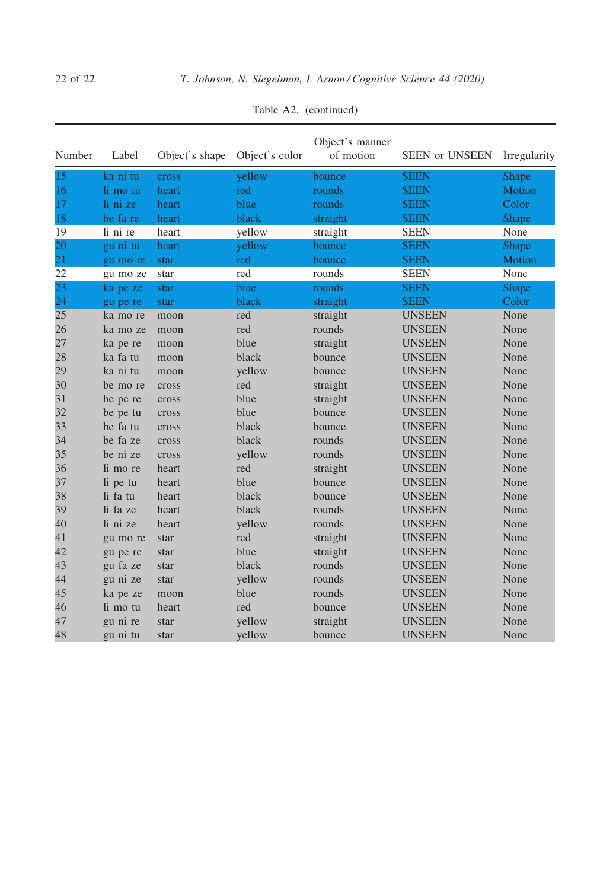Table A2. (continued)

| Number | Label | Object's shape | Object's color | Object's manner of motion | SEEN or UNSEEN | Irregularity |
|---|---|---|---|---|---|---|
| 15 | ka ni tu | cross | yellow | bounce | SEEN | Shape |
| 16 | li mo tu | heart | red | rounds | SEEN | Motion |
| 17 | li ni ze | heart | blue | rounds | SEEN | Color |
| 18 | be fa re | heart | black | straight | SEEN | Shape |
| 19 | li ni re | heart | yellow | straight | SEEN | None |
| 20 | gu ni tu | heart | yellow | bounce | SEEN | Shape |
| 21 | gu mo re | star | red | bounce | SEEN | Motion |
| 22 | gu mo ze | star | red | rounds | SEEN | None |
| 23 | ka pe ze | star | blue | rounds | SEEN | Shape |
| 24 | gu pe re | star | black | straight | SEEN | Color |
| 25 | ka mo re | moon | red | straight | UNSEEN | None |
| 26 | ka mo ze | moon | red | rounds | UNSEEN | None |
| 27 | ka pe re | moon | blue | straight | UNSEEN | None |
| 28 | ka fa tu | moon | black | bounce | UNSEEN | None |
| 29 | ka ni tu | moon | yellow | bounce | UNSEEN | None |
| 30 | be mo re | cross | red | straight | UNSEEN | None |
| 31 | be pe re | cross | blue | straight | UNSEEN | None |
| 32 | be pe tu | cross | blue | bounce | UNSEEN | None |
| 33 | be fa tu | cross | black | bounce | UNSEEN | None |
| 34 | be fa ze | cross | black | rounds | UNSEEN | None |
| 35 | be ni ze | cross | yellow | rounds | UNSEEN | None |
| 36 | li mo re | heart | red | straight | UNSEEN | None |
| 37 | li pe tu | heart | blue | bounce | UNSEEN | None |
| 38 | li fa tu | heart | black | bounce | UNSEEN | None |
| 39 | li fa ze | heart | black | rounds | UNSEEN | None |
| 40 | li ni ze | heart | yellow | rounds | UNSEEN | None |
| 41 | gu mo re | star | red | straight | UNSEEN | None |
| 42 | gu pe re | star | blue | straight | UNSEEN | None |
| 43 | gu fa ze | star | black | rounds | UNSEEN | None |
| 44 | gu ni ze | star | yellow | rounds | UNSEEN | None |
| 45 | ka pe ze | moon | blue | rounds | UNSEEN | None |
| 46 | li mo tu | heart | red | bounce | UNSEEN | None |
| 47 | gu ni re | star | yellow | straight | UNSEEN | None |
| 48 | gu ni tu | star | yellow | bounce | UNSEEN | None |